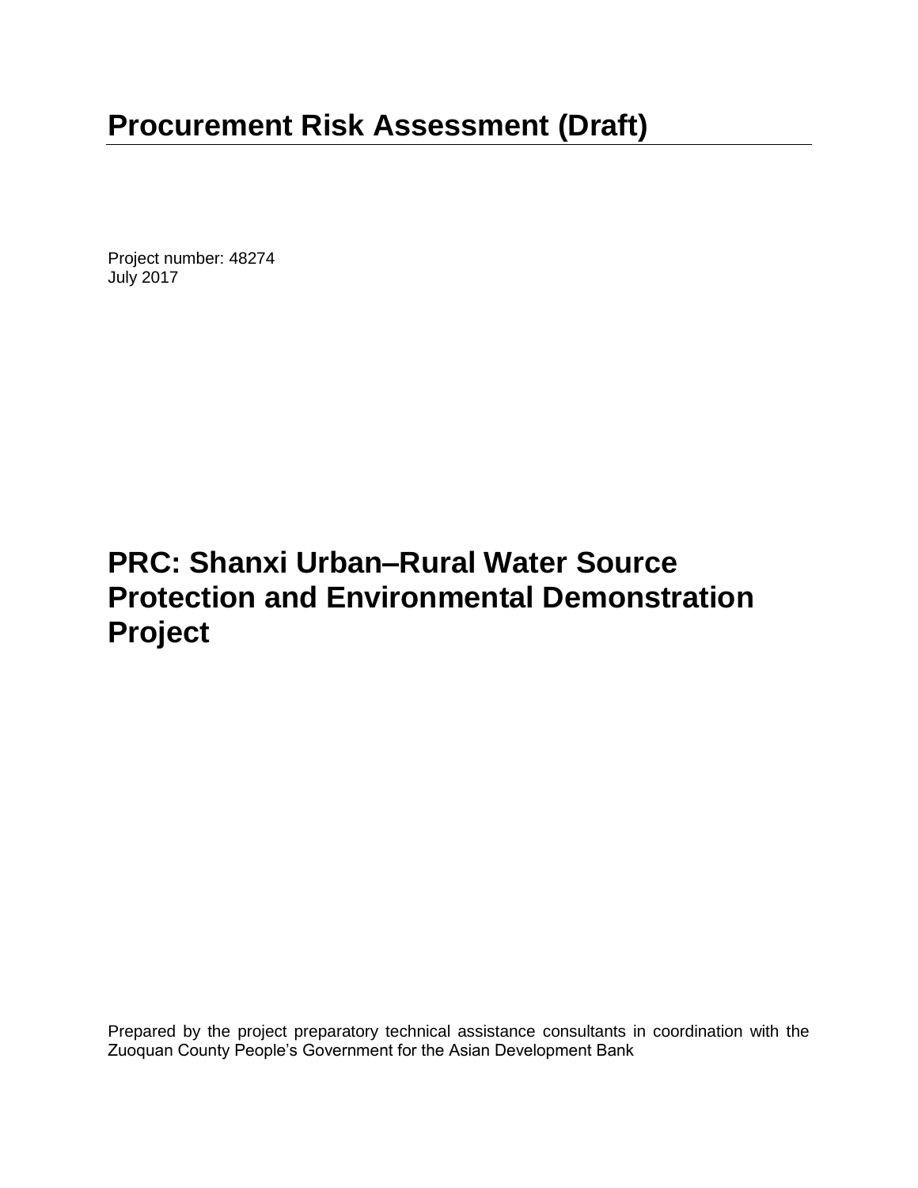# Procurement Risk Assessment (Draft)

Project number: 48274
July 2017

# PRC: Shanxi Urban–Rural Water Source Protection and Environmental Demonstration Project

Prepared by the project preparatory technical assistance consultants in coordination with the Zuoquan County People's Government for the Asian Development Bank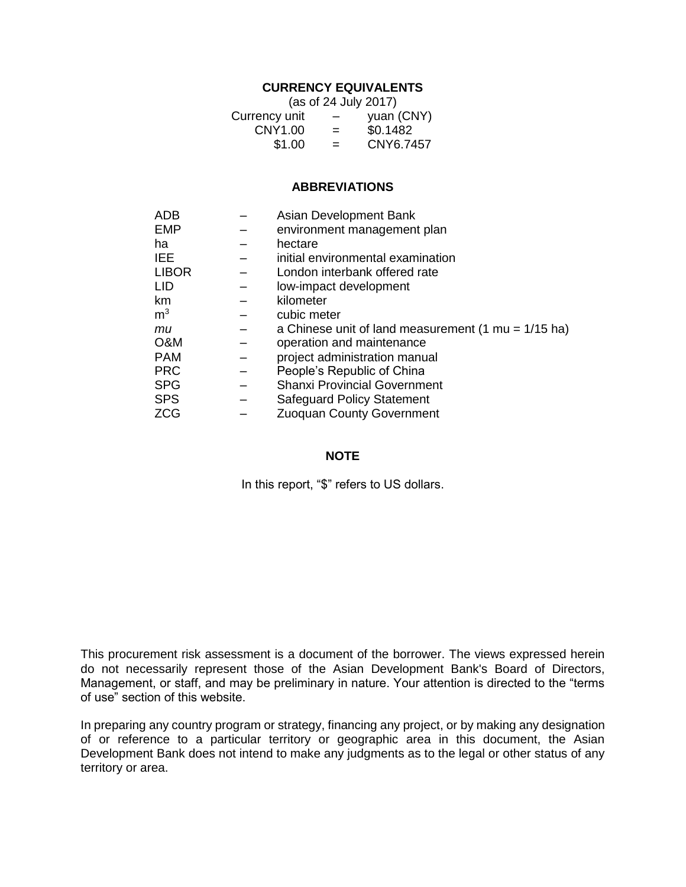## CURRENCY EQUIVALENTS

(as of 24 July 2017)

| | | |
|---|---|---|
| Currency unit | – | yuan (CNY) |
| CNY1.00 | = | \$0.1482 |
| \$1.00 | = | CNY6.7457 |

## ABBREVIATIONS

| | | |
|---|---|---|
| ADB | – | Asian Development Bank |
| EMP | – | environment management plan |
| ha | – | hectare |
| IEE | – | initial environmental examination |
| LIBOR | – | London interbank offered rate |
| LID | – | low-impact development |
| km | – | kilometer |
| $m^3$ | – | cubic meter |
| *mu* | – | a Chinese unit of land measurement (1 mu = 1/15 ha) |
| O&M | – | operation and maintenance |
| PAM | – | project administration manual |
| PRC | – | People's Republic of China |
| SPG | – | Shanxi Provincial Government |
| SPS | – | Safeguard Policy Statement |
| ZCG | – | Zuoquan County Government |

## NOTE

In this report, "\$" refers to US dollars.

This procurement risk assessment is a document of the borrower. The views expressed herein do not necessarily represent those of the Asian Development Bank's Board of Directors, Management, or staff, and may be preliminary in nature. Your attention is directed to the "terms of use" section of this website.

In preparing any country program or strategy, financing any project, or by making any designation of or reference to a particular territory or geographic area in this document, the Asian Development Bank does not intend to make any judgments as to the legal or other status of any territory or area.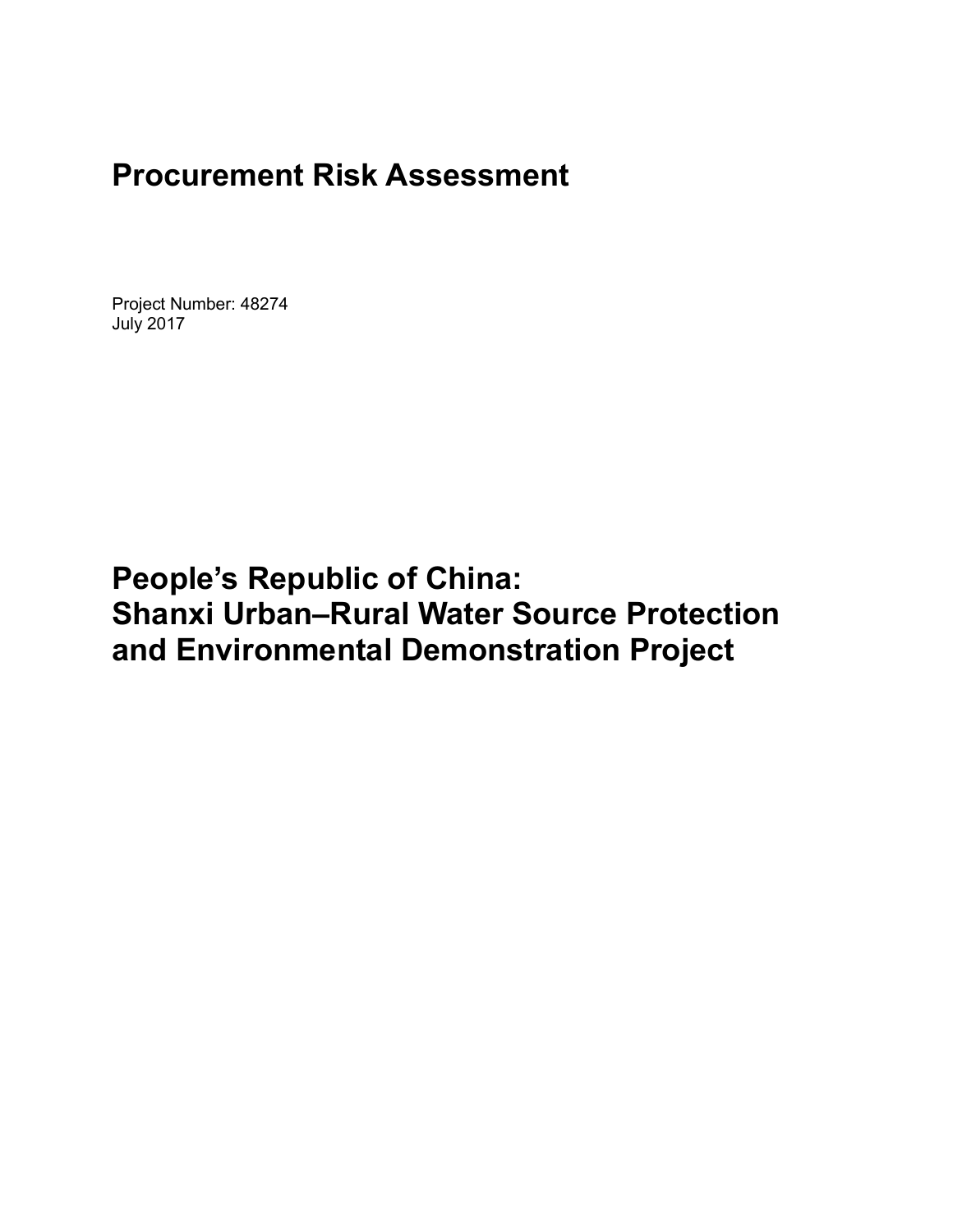# Procurement Risk Assessment

Project Number: 48274
July 2017

# People's Republic of China: Shanxi Urban–Rural Water Source Protection and Environmental Demonstration Project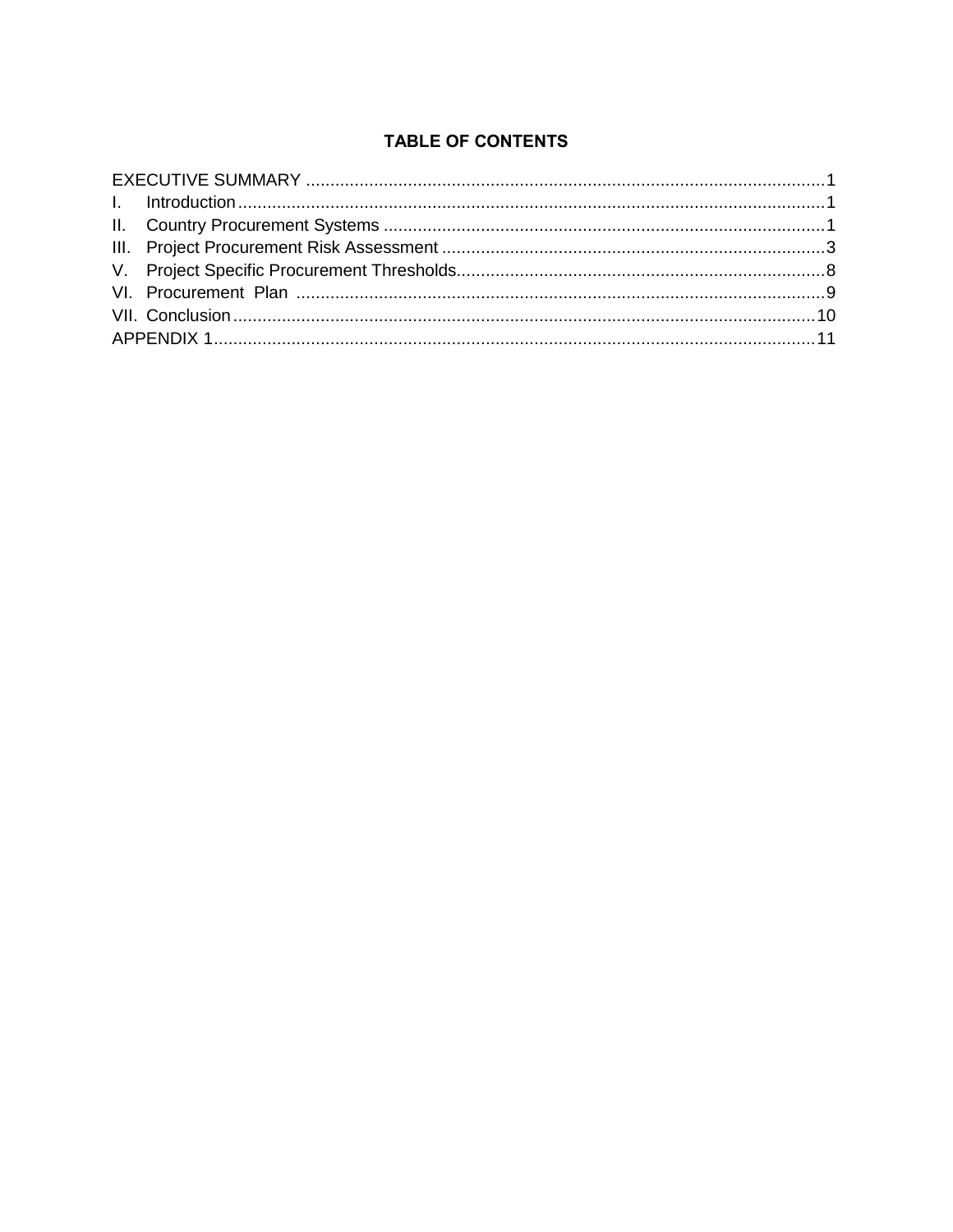## TABLE OF CONTENTS

EXECUTIVE SUMMARY .......................................................................................................... 1
I. Introduction ........................................................................................................................ 1
II. Country Procurement Systems .......................................................................................... 1
III. Project Procurement Risk Assessment .............................................................................. 3
V. Project Specific Procurement Thresholds........................................................................... 8
VI. Procurement Plan ............................................................................................................ 9
VII. Conclusion ...................................................................................................................... 10
APPENDIX 1 .......................................................................................................................... 11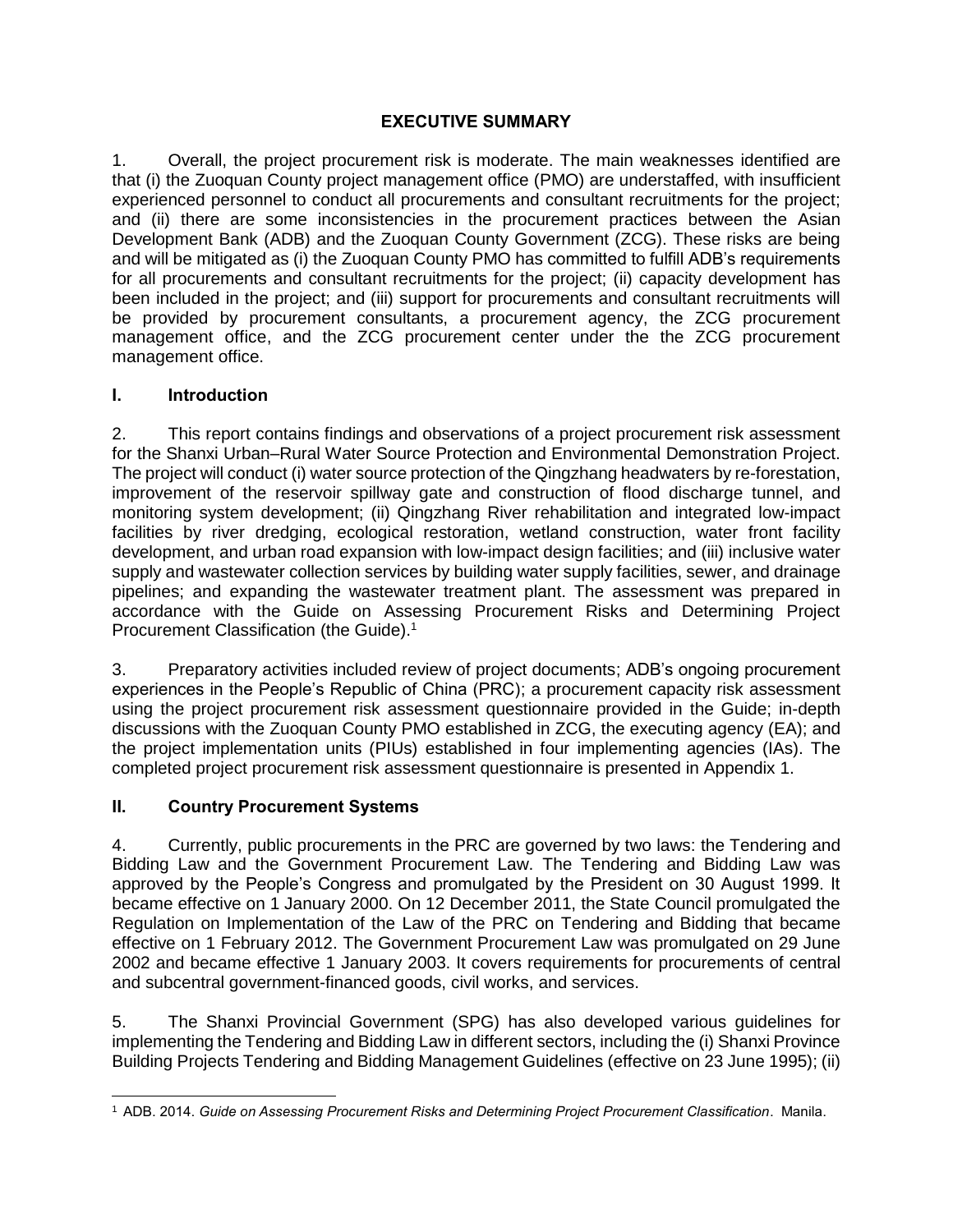## EXECUTIVE SUMMARY

1. Overall, the project procurement risk is moderate. The main weaknesses identified are that (i) the Zuoquan County project management office (PMO) are understaffed, with insufficient experienced personnel to conduct all procurements and consultant recruitments for the project; and (ii) there are some inconsistencies in the procurement practices between the Asian Development Bank (ADB) and the Zuoquan County Government (ZCG). These risks are being and will be mitigated as (i) the Zuoquan County PMO has committed to fulfill ADB's requirements for all procurements and consultant recruitments for the project; (ii) capacity development has been included in the project; and (iii) support for procurements and consultant recruitments will be provided by procurement consultants, a procurement agency, the ZCG procurement management office, and the ZCG procurement center under the the ZCG procurement management office.

## I. Introduction

2. This report contains findings and observations of a project procurement risk assessment for the Shanxi Urban–Rural Water Source Protection and Environmental Demonstration Project. The project will conduct (i) water source protection of the Qingzhang headwaters by re-forestation, improvement of the reservoir spillway gate and construction of flood discharge tunnel, and monitoring system development; (ii) Qingzhang River rehabilitation and integrated low-impact facilities by river dredging, ecological restoration, wetland construction, water front facility development, and urban road expansion with low-impact design facilities; and (iii) inclusive water supply and wastewater collection services by building water supply facilities, sewer, and drainage pipelines; and expanding the wastewater treatment plant. The assessment was prepared in accordance with the Guide on Assessing Procurement Risks and Determining Project Procurement Classification (the Guide).[1]

3. Preparatory activities included review of project documents; ADB's ongoing procurement experiences in the People's Republic of China (PRC); a procurement capacity risk assessment using the project procurement risk assessment questionnaire provided in the Guide; in-depth discussions with the Zuoquan County PMO established in ZCG, the executing agency (EA); and the project implementation units (PIUs) established in four implementing agencies (IAs). The completed project procurement risk assessment questionnaire is presented in Appendix 1.

## II. Country Procurement Systems

4. Currently, public procurements in the PRC are governed by two laws: the Tendering and Bidding Law and the Government Procurement Law. The Tendering and Bidding Law was approved by the People's Congress and promulgated by the President on 30 August 1999. It became effective on 1 January 2000. On 12 December 2011, the State Council promulgated the Regulation on Implementation of the Law of the PRC on Tendering and Bidding that became effective on 1 February 2012. The Government Procurement Law was promulgated on 29 June 2002 and became effective 1 January 2003. It covers requirements for procurements of central and subcentral government-financed goods, civil works, and services.

5. The Shanxi Provincial Government (SPG) has also developed various guidelines for implementing the Tendering and Bidding Law in different sectors, including the (i) Shanxi Province Building Projects Tendering and Bidding Management Guidelines (effective on 23 June 1995); (ii)

[1] ADB. 2014. *Guide on Assessing Procurement Risks and Determining Project Procurement Classification*. Manila.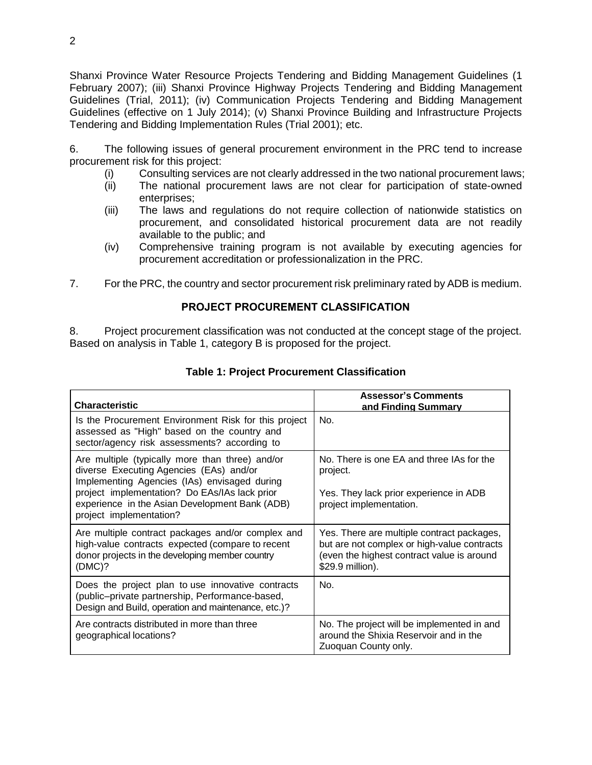Shanxi Province Water Resource Projects Tendering and Bidding Management Guidelines (1 February 2007); (iii) Shanxi Province Highway Projects Tendering and Bidding Management Guidelines (Trial, 2011); (iv) Communication Projects Tendering and Bidding Management Guidelines (effective on 1 July 2014); (v) Shanxi Province Building and Infrastructure Projects Tendering and Bidding Implementation Rules (Trial 2001); etc.

6. The following issues of general procurement environment in the PRC tend to increase procurement risk for this project:

(i) Consulting services are not clearly addressed in the two national procurement laws;
(ii) The national procurement laws are not clear for participation of state-owned enterprises;
(iii) The laws and regulations do not require collection of nationwide statistics on procurement, and consolidated historical procurement data are not readily available to the public; and
(iv) Comprehensive training program is not available by executing agencies for procurement accreditation or professionalization in the PRC.

7. For the PRC, the country and sector procurement risk preliminary rated by ADB is medium.

## PROJECT PROCUREMENT CLASSIFICATION

8. Project procurement classification was not conducted at the concept stage of the project. Based on analysis in Table 1, category B is proposed for the project.

**Table 1: Project Procurement Classification**

| Characteristic | Assessor's Comments and Finding Summary |
|---|---|
| Is the Procurement Environment Risk for this project assessed as "High" based on the country and sector/agency risk assessments? according to | No. |
| Are multiple (typically more than three) and/or diverse Executing Agencies (EAs) and/or Implementing Agencies (IAs) envisaged during project implementation? Do EAs/IAs lack prior experience in the Asian Development Bank (ADB) project implementation? | No. There is one EA and three IAs for the project.<br><br>Yes. They lack prior experience in ADB project implementation. |
| Are multiple contract packages and/or complex and high-value contracts expected (compare to recent donor projects in the developing member country (DMC)? | Yes. There are multiple contract packages, but are not complex or high-value contracts (even the highest contract value is around $29.9 million). |
| Does the project plan to use innovative contracts (public–private partnership, Performance-based, Design and Build, operation and maintenance, etc.)? | No. |
| Are contracts distributed in more than three geographical locations? | No. The project will be implemented in and around the Shixia Reservoir and in the Zuoquan County only. |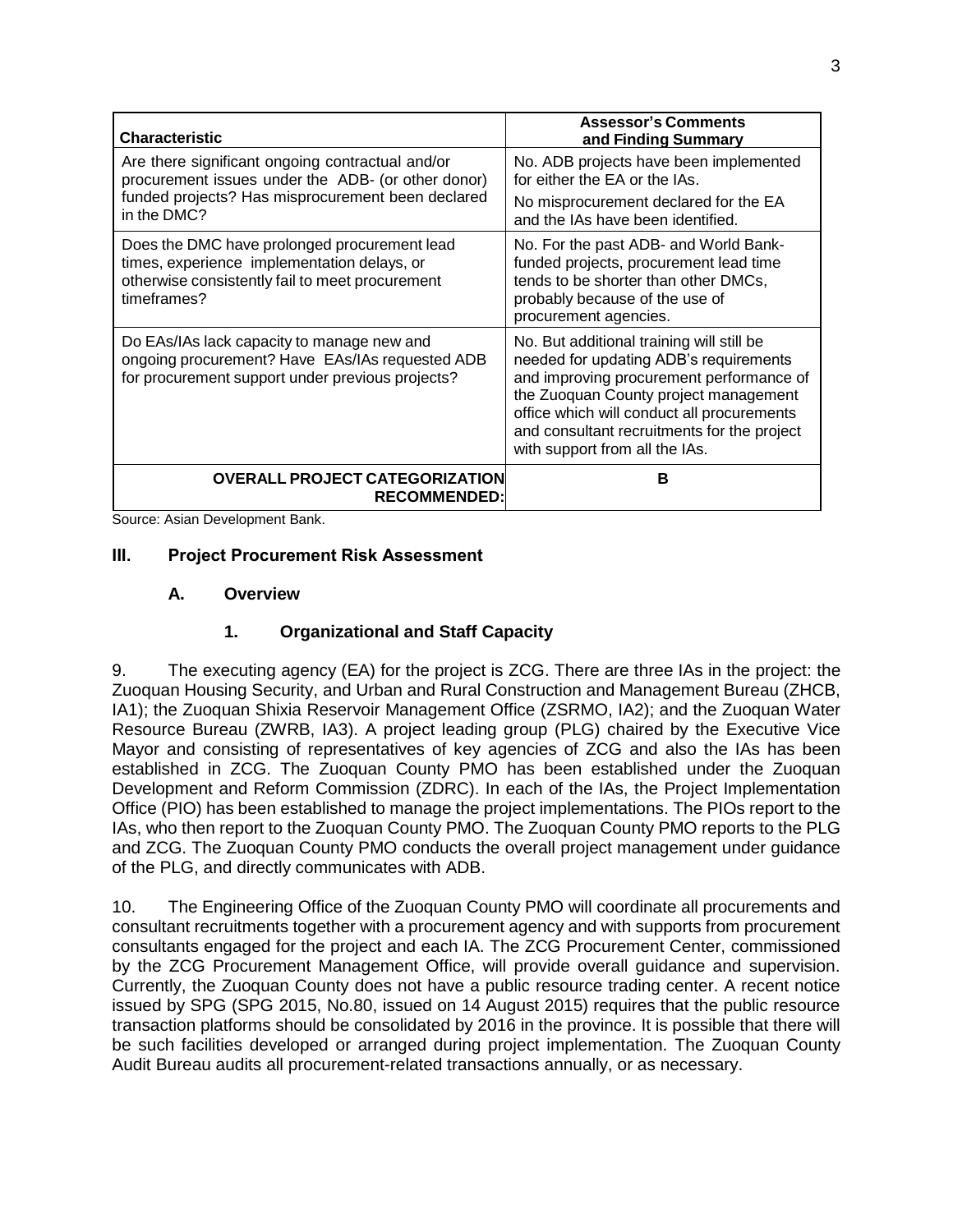| Characteristic | Assessor's Comments and Finding Summary |
|---|---|
| Are there significant ongoing contractual and/or procurement issues under the ADB- (or other donor) funded projects? Has misprocurement been declared in the DMC? | No. ADB projects have been implemented for either the EA or the IAs. No misprocurement declared for the EA and the IAs have been identified. |
| Does the DMC have prolonged procurement lead times, experience implementation delays, or otherwise consistently fail to meet procurement timeframes? | No. For the past ADB- and World Bank-funded projects, procurement lead time tends to be shorter than other DMCs, probably because of the use of procurement agencies. |
| Do EAs/IAs lack capacity to manage new and ongoing procurement? Have EAs/IAs requested ADB for procurement support under previous projects? | No. But additional training will still be needed for updating ADB's requirements and improving procurement performance of the Zuoquan County project management office which will conduct all procurements and consultant recruitments for the project with support from all the IAs. |
| **OVERALL PROJECT CATEGORIZATION RECOMMENDED:** | **B** |

Source: Asian Development Bank.

## III. Project Procurement Risk Assessment

### A. Overview

#### 1. Organizational and Staff Capacity

9. The executing agency (EA) for the project is ZCG. There are three IAs in the project: the Zuoquan Housing Security, and Urban and Rural Construction and Management Bureau (ZHCB, IA1); the Zuoquan Shixia Reservoir Management Office (ZSRMO, IA2); and the Zuoquan Water Resource Bureau (ZWRB, IA3). A project leading group (PLG) chaired by the Executive Vice Mayor and consisting of representatives of key agencies of ZCG and also the IAs has been established in ZCG. The Zuoquan County PMO has been established under the Zuoquan Development and Reform Commission (ZDRC). In each of the IAs, the Project Implementation Office (PIO) has been established to manage the project implementations. The PIOs report to the IAs, who then report to the Zuoquan County PMO. The Zuoquan County PMO reports to the PLG and ZCG. The Zuoquan County PMO conducts the overall project management under guidance of the PLG, and directly communicates with ADB.

10. The Engineering Office of the Zuoquan County PMO will coordinate all procurements and consultant recruitments together with a procurement agency and with supports from procurement consultants engaged for the project and each IA. The ZCG Procurement Center, commissioned by the ZCG Procurement Management Office, will provide overall guidance and supervision. Currently, the Zuoquan County does not have a public resource trading center. A recent notice issued by SPG (SPG 2015, No.80, issued on 14 August 2015) requires that the public resource transaction platforms should be consolidated by 2016 in the province. It is possible that there will be such facilities developed or arranged during project implementation. The Zuoquan County Audit Bureau audits all procurement-related transactions annually, or as necessary.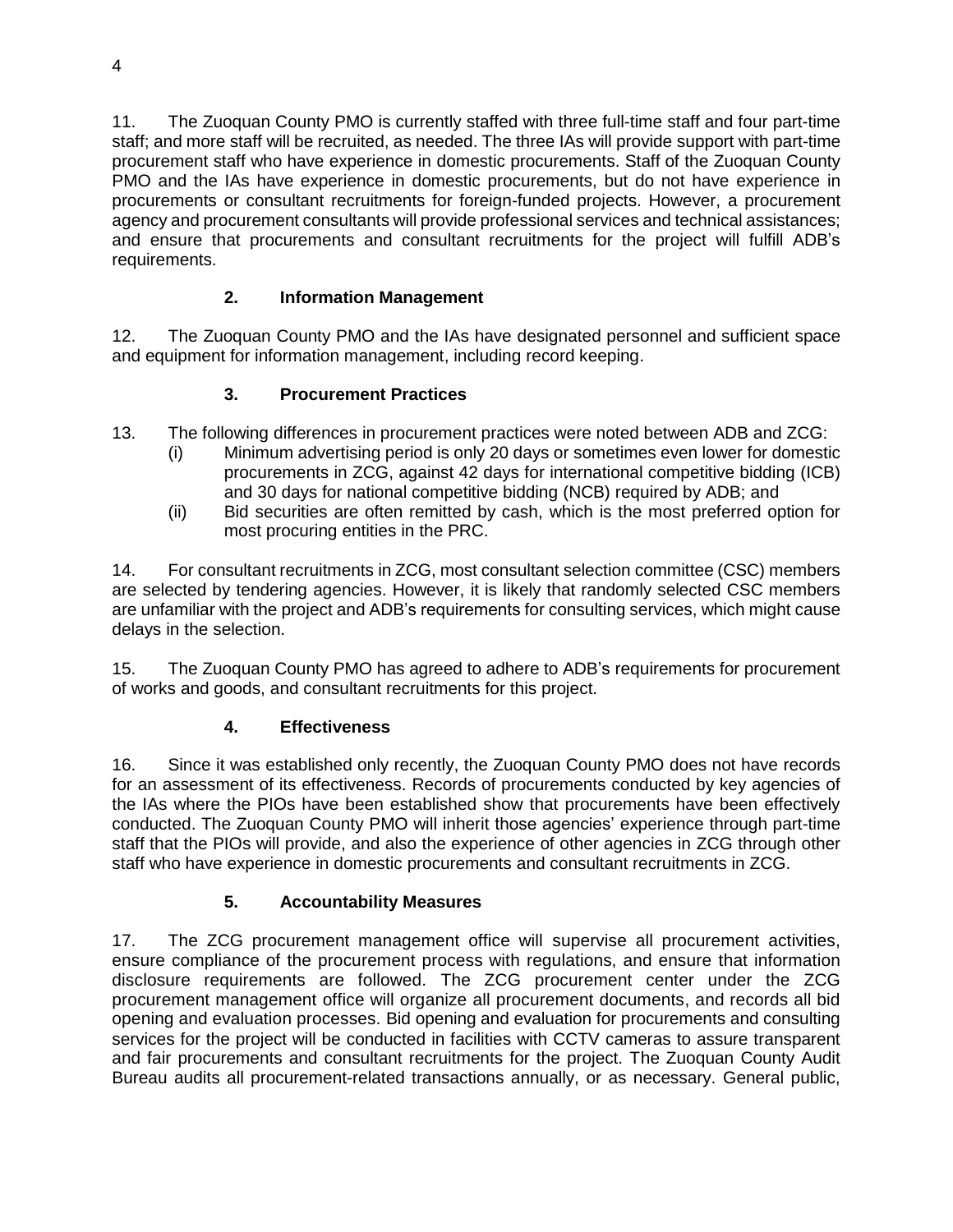11. The Zuoquan County PMO is currently staffed with three full-time staff and four part-time staff; and more staff will be recruited, as needed. The three IAs will provide support with part-time procurement staff who have experience in domestic procurements. Staff of the Zuoquan County PMO and the IAs have experience in domestic procurements, but do not have experience in procurements or consultant recruitments for foreign-funded projects. However, a procurement agency and procurement consultants will provide professional services and technical assistances; and ensure that procurements and consultant recruitments for the project will fulfill ADB's requirements.

### 2. Information Management

12. The Zuoquan County PMO and the IAs have designated personnel and sufficient space and equipment for information management, including record keeping.

### 3. Procurement Practices

13. The following differences in procurement practices were noted between ADB and ZCG:

(i) Minimum advertising period is only 20 days or sometimes even lower for domestic procurements in ZCG, against 42 days for international competitive bidding (ICB) and 30 days for national competitive bidding (NCB) required by ADB; and

(ii) Bid securities are often remitted by cash, which is the most preferred option for most procuring entities in the PRC.

14. For consultant recruitments in ZCG, most consultant selection committee (CSC) members are selected by tendering agencies. However, it is likely that randomly selected CSC members are unfamiliar with the project and ADB's requirements for consulting services, which might cause delays in the selection.

15. The Zuoquan County PMO has agreed to adhere to ADB's requirements for procurement of works and goods, and consultant recruitments for this project.

### 4. Effectiveness

16. Since it was established only recently, the Zuoquan County PMO does not have records for an assessment of its effectiveness. Records of procurements conducted by key agencies of the IAs where the PIOs have been established show that procurements have been effectively conducted. The Zuoquan County PMO will inherit those agencies' experience through part-time staff that the PIOs will provide, and also the experience of other agencies in ZCG through other staff who have experience in domestic procurements and consultant recruitments in ZCG.

### 5. Accountability Measures

17. The ZCG procurement management office will supervise all procurement activities, ensure compliance of the procurement process with regulations, and ensure that information disclosure requirements are followed. The ZCG procurement center under the ZCG procurement management office will organize all procurement documents, and records all bid opening and evaluation processes. Bid opening and evaluation for procurements and consulting services for the project will be conducted in facilities with CCTV cameras to assure transparent and fair procurements and consultant recruitments for the project. The Zuoquan County Audit Bureau audits all procurement-related transactions annually, or as necessary. General public,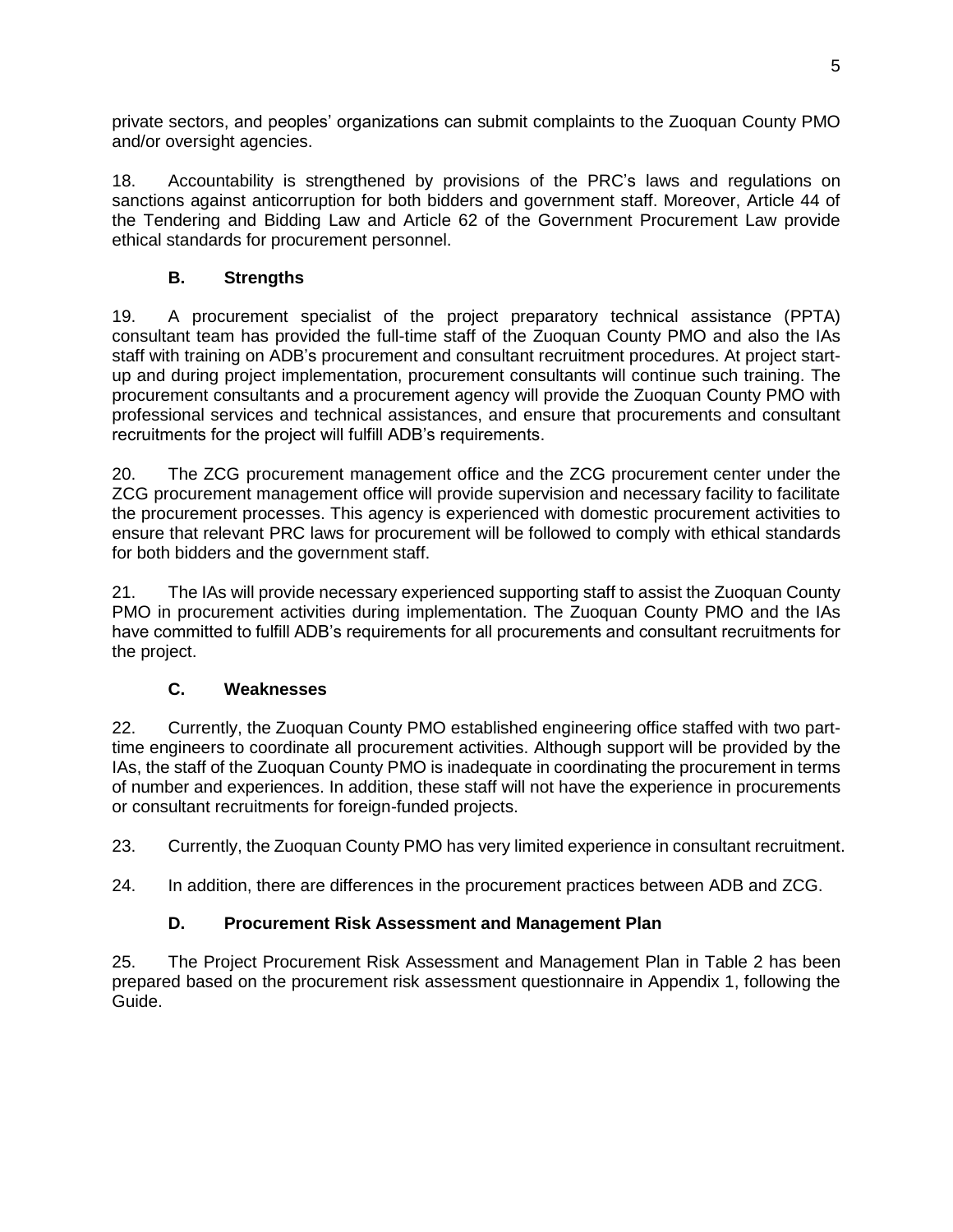private sectors, and peoples' organizations can submit complaints to the Zuoquan County PMO and/or oversight agencies.

18. Accountability is strengthened by provisions of the PRC's laws and regulations on sanctions against anticorruption for both bidders and government staff. Moreover, Article 44 of the Tendering and Bidding Law and Article 62 of the Government Procurement Law provide ethical standards for procurement personnel.

### B. Strengths

19. A procurement specialist of the project preparatory technical assistance (PPTA) consultant team has provided the full-time staff of the Zuoquan County PMO and also the IAs staff with training on ADB's procurement and consultant recruitment procedures. At project start-up and during project implementation, procurement consultants will continue such training. The procurement consultants and a procurement agency will provide the Zuoquan County PMO with professional services and technical assistances, and ensure that procurements and consultant recruitments for the project will fulfill ADB's requirements.

20. The ZCG procurement management office and the ZCG procurement center under the ZCG procurement management office will provide supervision and necessary facility to facilitate the procurement processes. This agency is experienced with domestic procurement activities to ensure that relevant PRC laws for procurement will be followed to comply with ethical standards for both bidders and the government staff.

21. The IAs will provide necessary experienced supporting staff to assist the Zuoquan County PMO in procurement activities during implementation. The Zuoquan County PMO and the IAs have committed to fulfill ADB's requirements for all procurements and consultant recruitments for the project.

### C. Weaknesses

22. Currently, the Zuoquan County PMO established engineering office staffed with two part-time engineers to coordinate all procurement activities. Although support will be provided by the IAs, the staff of the Zuoquan County PMO is inadequate in coordinating the procurement in terms of number and experiences. In addition, these staff will not have the experience in procurements or consultant recruitments for foreign-funded projects.

23. Currently, the Zuoquan County PMO has very limited experience in consultant recruitment.

24. In addition, there are differences in the procurement practices between ADB and ZCG.

### D. Procurement Risk Assessment and Management Plan

25. The Project Procurement Risk Assessment and Management Plan in Table 2 has been prepared based on the procurement risk assessment questionnaire in Appendix 1, following the Guide.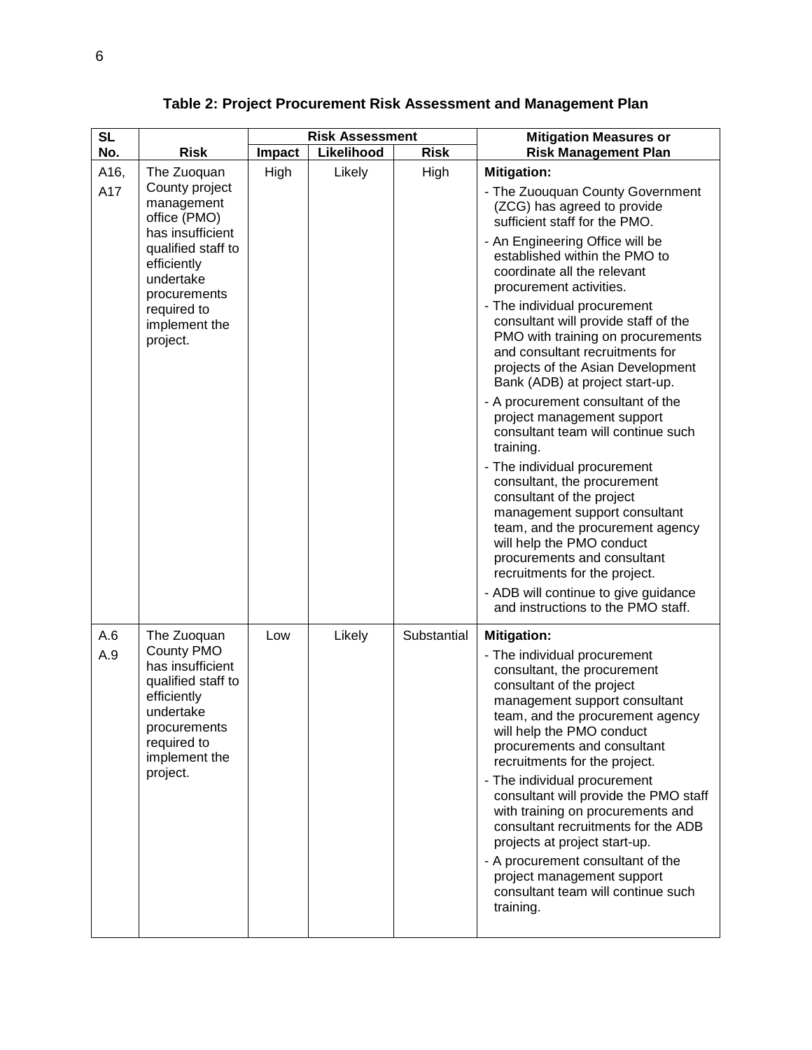**Table 2: Project Procurement Risk Assessment and Management Plan**

| SL No. | Risk | Risk Assessment | | | Mitigation Measures or Risk Management Plan |
|---|---|---|---|---|---|
| | | Impact | Likelihood | Risk | |
| A16, A17 | The Zuoquan County project management office (PMO) has insufficient qualified staff to efficiently undertake procurements required to implement the project. | High | Likely | High | **Mitigation:**<br>- The Zuouquan County Government (ZCG) has agreed to provide sufficient staff for the PMO.<br>- An Engineering Office will be established within the PMO to coordinate all the relevant procurement activities.<br>- The individual procurement consultant will provide staff of the PMO with training on procurements and consultant recruitments for projects of the Asian Development Bank (ADB) at project start-up.<br>- A procurement consultant of the project management support consultant team will continue such training.<br>- The individual procurement consultant, the procurement consultant of the project management support consultant team, and the procurement agency will help the PMO conduct procurements and consultant recruitments for the project.<br>- ADB will continue to give guidance and instructions to the PMO staff. |
| A.6 A.9 | The Zuoquan County PMO has insufficient qualified staff to efficiently undertake procurements required to implement the project. | Low | Likely | Substantial | **Mitigation:**<br>- The individual procurement consultant, the procurement consultant of the project management support consultant team, and the procurement agency will help the PMO conduct procurements and consultant recruitments for the project.<br>- The individual procurement consultant will provide the PMO staff with training on procurements and consultant recruitments for the ADB projects at project start-up.<br>- A procurement consultant of the project management support consultant team will continue such training. |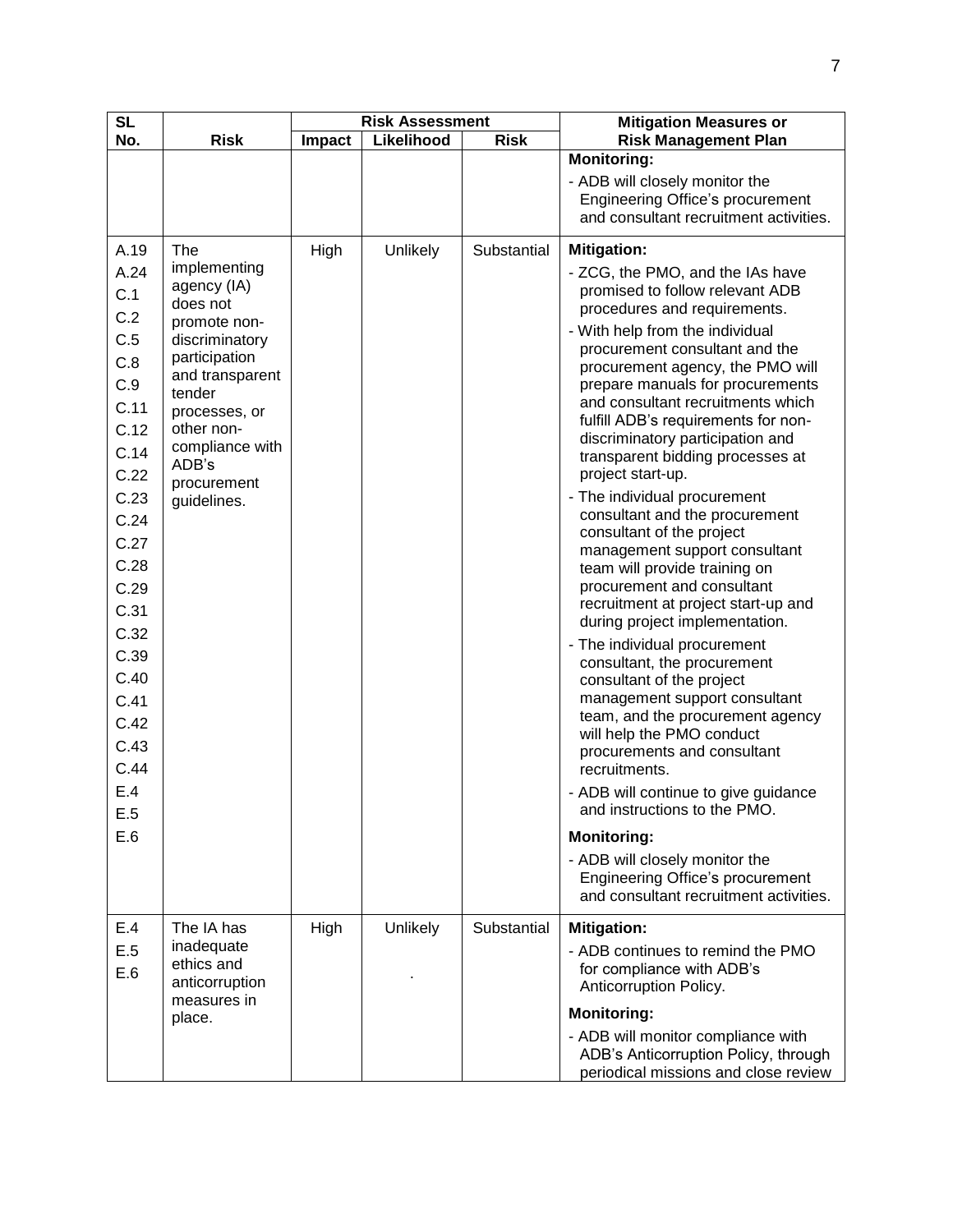| SL No. | Risk | Risk Assessment | | | Mitigation Measures or Risk Management Plan |
|---|---|---|---|---|---|
| | | Impact | Likelihood | Risk | |
| | | | | | **Monitoring:**<br>- ADB will closely monitor the Engineering Office's procurement and consultant recruitment activities. |
| A.19<br>A.24<br>C.1<br>C.2<br>C.5<br>C.8<br>C.9<br>C.11<br>C.12<br>C.14<br>C.22<br>C.23<br>C.24<br>C.27<br>C.28<br>C.29<br>C.31<br>C.32<br>C.39<br>C.40<br>C.41<br>C.42<br>C.43<br>C.44<br>E.4<br>E.5<br>E.6 | The implementing agency (IA) does not promote non-discriminatory participation and transparent tender processes, or other non-compliance with ADB's procurement guidelines. | High | Unlikely | Substantial | **Mitigation:**<br>- ZCG, the PMO, and the IAs have promised to follow relevant ADB procedures and requirements.<br>- With help from the individual procurement consultant and the procurement agency, the PMO will prepare manuals for procurements and consultant recruitments which fulfill ADB's requirements for non-discriminatory participation and transparent bidding processes at project start-up.<br>- The individual procurement consultant and the procurement consultant of the project management support consultant team will provide training on procurement and consultant recruitment at project start-up and during project implementation.<br>- The individual procurement consultant, the procurement consultant of the project management support consultant team, and the procurement agency will help the PMO conduct procurements and consultant recruitments.<br>- ADB will continue to give guidance and instructions to the PMO.<br>**Monitoring:**<br>- ADB will closely monitor the Engineering Office's procurement and consultant recruitment activities. |
| E.4<br>E.5<br>E.6 | The IA has inadequate ethics and anticorruption measures in place. | High | Unlikely<br>. | Substantial | **Mitigation:**<br>- ADB continues to remind the PMO for compliance with ADB's Anticorruption Policy.<br>**Monitoring:**<br>- ADB will monitor compliance with ADB's Anticorruption Policy, through periodical missions and close review |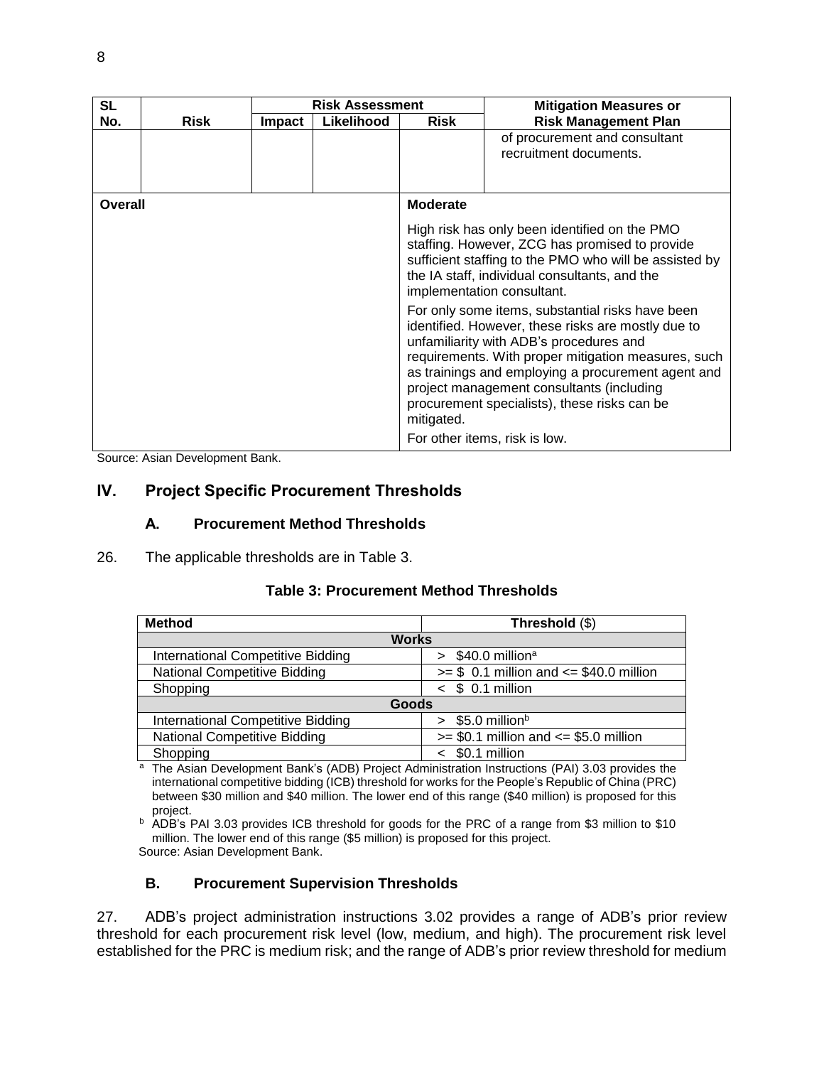| SL No. | Risk | Risk Assessment | | | Mitigation Measures or Risk Management Plan |
|---|---|---|---|---|---|
| | | Impact | Likelihood | Risk | |
| | | | | | of procurement and consultant recruitment documents. |
| Overall | | | | **Moderate**<br><br>High risk has only been identified on the PMO staffing. However, ZCG has promised to provide sufficient staffing to the PMO who will be assisted by the IA staff, individual consultants, and the implementation consultant.<br><br>For only some items, substantial risks have been identified. However, these risks are mostly due to unfamiliarity with ADB's procedures and requirements. With proper mitigation measures, such as trainings and employing a procurement agent and project management consultants (including procurement specialists), these risks can be mitigated.<br><br>For other items, risk is low. | |

Source: Asian Development Bank.

## IV. Project Specific Procurement Thresholds

### A. Procurement Method Thresholds

26. The applicable thresholds are in Table 3.

**Table 3: Procurement Method Thresholds**

| Method | Threshold ($) |
|---|---|
| **Works** | |
| International Competitive Bidding | > $40.0 million[a] |
| National Competitive Bidding | >= $ 0.1 million and <= $40.0 million |
| Shopping | < $ 0.1 million |
| **Goods** | |
| International Competitive Bidding | > $5.0 million[b] |
| National Competitive Bidding | >= $0.1 million and <= $5.0 million |
| Shopping | < $0.1 million |

[a] The Asian Development Bank's (ADB) Project Administration Instructions (PAI) 3.03 provides the international competitive bidding (ICB) threshold for works for the People's Republic of China (PRC) between $30 million and $40 million. The lower end of this range ($40 million) is proposed for this project.

[b] ADB's PAI 3.03 provides ICB threshold for goods for the PRC of a range from $3 million to $10 million. The lower end of this range ($5 million) is proposed for this project.

Source: Asian Development Bank.

### B. Procurement Supervision Thresholds

27. ADB's project administration instructions 3.02 provides a range of ADB's prior review threshold for each procurement risk level (low, medium, and high). The procurement risk level established for the PRC is medium risk; and the range of ADB's prior review threshold for medium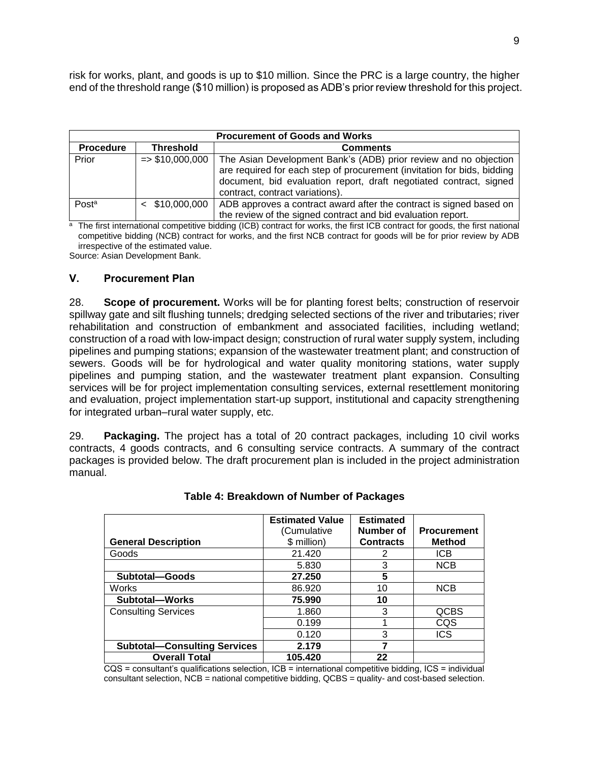risk for works, plant, and goods is up to $10 million. Since the PRC is a large country, the higher end of the threshold range ($10 million) is proposed as ADB's prior review threshold for this project.

| Procurement of Goods and Works | | |
|---|---|---|
| **Procedure** | **Threshold** | **Comments** |
| Prior | => $10,000,000 | The Asian Development Bank's (ADB) prior review and no objection are required for each step of procurement (invitation for bids, bidding document, bid evaluation report, draft negotiated contract, signed contract, contract variations). |
| Post[a] | < $10,000,000 | ADB approves a contract award after the contract is signed based on the review of the signed contract and bid evaluation report. |

[a] The first international competitive bidding (ICB) contract for works, the first ICB contract for goods, the first national competitive bidding (NCB) contract for works, and the first NCB contract for goods will be for prior review by ADB irrespective of the estimated value.

Source: Asian Development Bank.

## V. Procurement Plan

28. **Scope of procurement.** Works will be for planting forest belts; construction of reservoir spillway gate and silt flushing tunnels; dredging selected sections of the river and tributaries; river rehabilitation and construction of embankment and associated facilities, including wetland; construction of a road with low-impact design; construction of rural water supply system, including pipelines and pumping stations; expansion of the wastewater treatment plant; and construction of sewers. Goods will be for hydrological and water quality monitoring stations, water supply pipelines and pumping station, and the wastewater treatment plant expansion. Consulting services will be for project implementation consulting services, external resettlement monitoring and evaluation, project implementation start-up support, institutional and capacity strengthening for integrated urban–rural water supply, etc.

29. **Packaging.** The project has a total of 20 contract packages, including 10 civil works contracts, 4 goods contracts, and 6 consulting service contracts. A summary of the contract packages is provided below. The draft procurement plan is included in the project administration manual.

**Table 4: Breakdown of Number of Packages**

| General Description | Estimated Value (Cumulative $ million) | Estimated Number of Contracts | Procurement Method |
|---|---|---|---|
| Goods | 21.420 | 2 | ICB |
| | 5.830 | 3 | NCB |
| **Subtotal—Goods** | **27.250** | **5** | |
| Works | 86.920 | 10 | NCB |
| **Subtotal—Works** | **75.990** | **10** | |
| Consulting Services | 1.860 | 3 | QCBS |
| | 0.199 | 1 | CQS |
| | 0.120 | 3 | ICS |
| **Subtotal—Consulting Services** | **2.179** | **7** | |
| **Overall Total** | **105.420** | **22** | |

CQS = consultant's qualifications selection, ICB = international competitive bidding, ICS = individual consultant selection, NCB = national competitive bidding, QCBS = quality- and cost-based selection.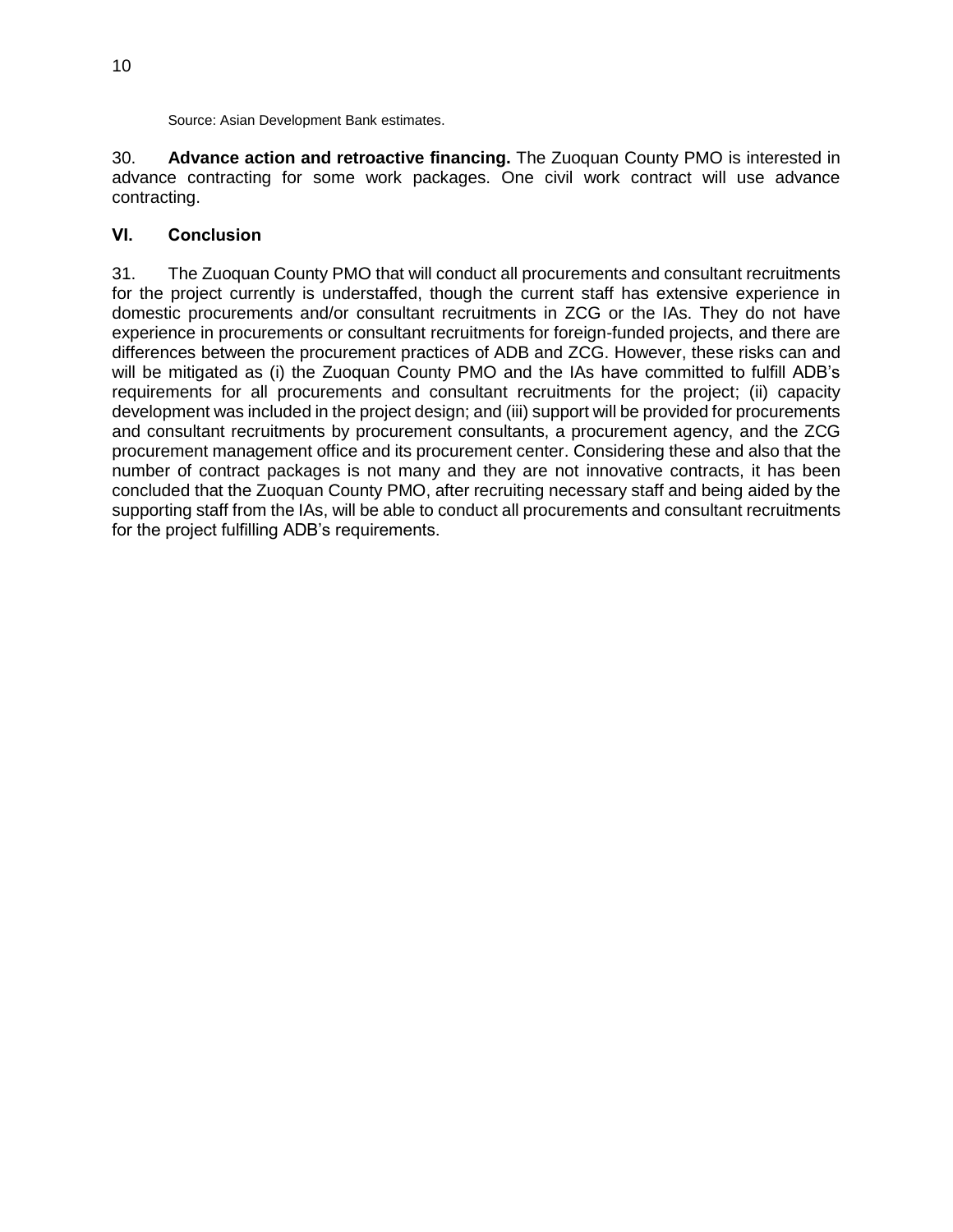Source: Asian Development Bank estimates.

30. **Advance action and retroactive financing.** The Zuoquan County PMO is interested in advance contracting for some work packages. One civil work contract will use advance contracting.

## VI. Conclusion

31. The Zuoquan County PMO that will conduct all procurements and consultant recruitments for the project currently is understaffed, though the current staff has extensive experience in domestic procurements and/or consultant recruitments in ZCG or the IAs. They do not have experience in procurements or consultant recruitments for foreign-funded projects, and there are differences between the procurement practices of ADB and ZCG. However, these risks can and will be mitigated as (i) the Zuoquan County PMO and the IAs have committed to fulfill ADB's requirements for all procurements and consultant recruitments for the project; (ii) capacity development was included in the project design; and (iii) support will be provided for procurements and consultant recruitments by procurement consultants, a procurement agency, and the ZCG procurement management office and its procurement center. Considering these and also that the number of contract packages is not many and they are not innovative contracts, it has been concluded that the Zuoquan County PMO, after recruiting necessary staff and being aided by the supporting staff from the IAs, will be able to conduct all procurements and consultant recruitments for the project fulfilling ADB's requirements.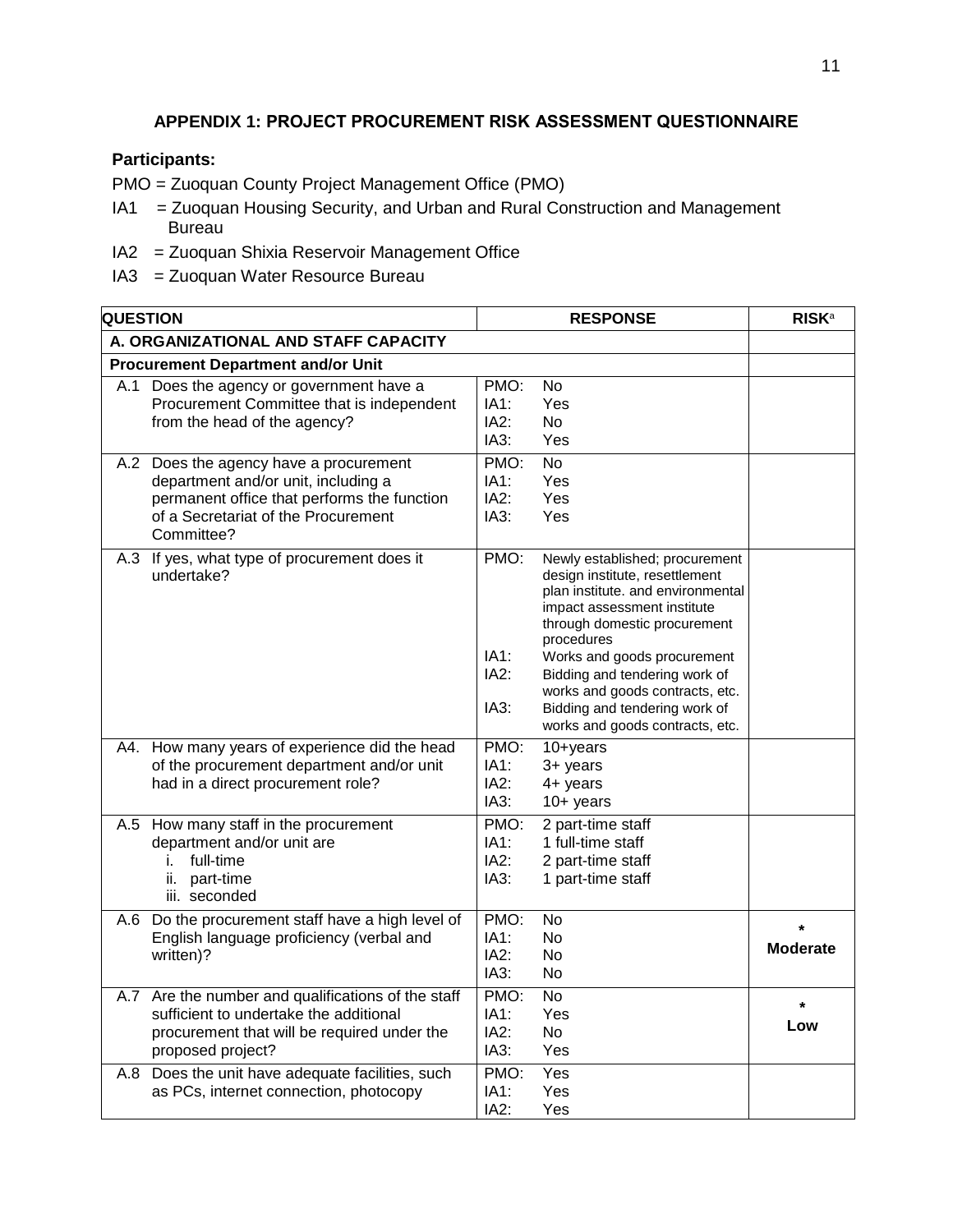## APPENDIX 1: PROJECT PROCUREMENT RISK ASSESSMENT QUESTIONNAIRE

**Participants:**

PMO = Zuoquan County Project Management Office (PMO)

IA1 = Zuoquan Housing Security, and Urban and Rural Construction and Management Bureau

IA2 = Zuoquan Shixia Reservoir Management Office

IA3 = Zuoquan Water Resource Bureau

| QUESTION | RESPONSE | RISK[a] |
|---|---|---|
| **A. ORGANIZATIONAL AND STAFF CAPACITY** | | |
| **Procurement Department and/or Unit** | | |
| A.1 Does the agency or government have a Procurement Committee that is independent from the head of the agency? | PMO: No<br>IA1: Yes<br>IA2: No<br>IA3: Yes | |
| A.2 Does the agency have a procurement department and/or unit, including a permanent office that performs the function of a Secretariat of the Procurement Committee? | PMO: No<br>IA1: Yes<br>IA2: Yes<br>IA3: Yes | |
| A.3 If yes, what type of procurement does it undertake? | PMO: Newly established; procurement design institute, resettlement plan institute. and environmental impact assessment institute through domestic procurement procedures<br>IA1: Works and goods procurement<br>IA2: Bidding and tendering work of works and goods contracts, etc.<br>IA3: Bidding and tendering work of works and goods contracts, etc. | |
| A4. How many years of experience did the head of the procurement department and/or unit had in a direct procurement role? | PMO: 10+years<br>IA1: 3+ years<br>IA2: 4+ years<br>IA3: 10+ years | |
| A.5 How many staff in the procurement department and/or unit are<br>i. full-time<br>ii. part-time<br>iii. seconded | PMO: 2 part-time staff<br>IA1: 1 full-time staff<br>IA2: 2 part-time staff<br>IA3: 1 part-time staff | |
| A.6 Do the procurement staff have a high level of English language proficiency (verbal and written)? | PMO: No<br>IA1: No<br>IA2: No<br>IA3: No | *<br>**Moderate** |
| A.7 Are the number and qualifications of the staff sufficient to undertake the additional procurement that will be required under the proposed project? | PMO: No<br>IA1: Yes<br>IA2: No<br>IA3: Yes | *<br>**Low** |
| A.8 Does the unit have adequate facilities, such as PCs, internet connection, photocopy | PMO: Yes<br>IA1: Yes<br>IA2: Yes | |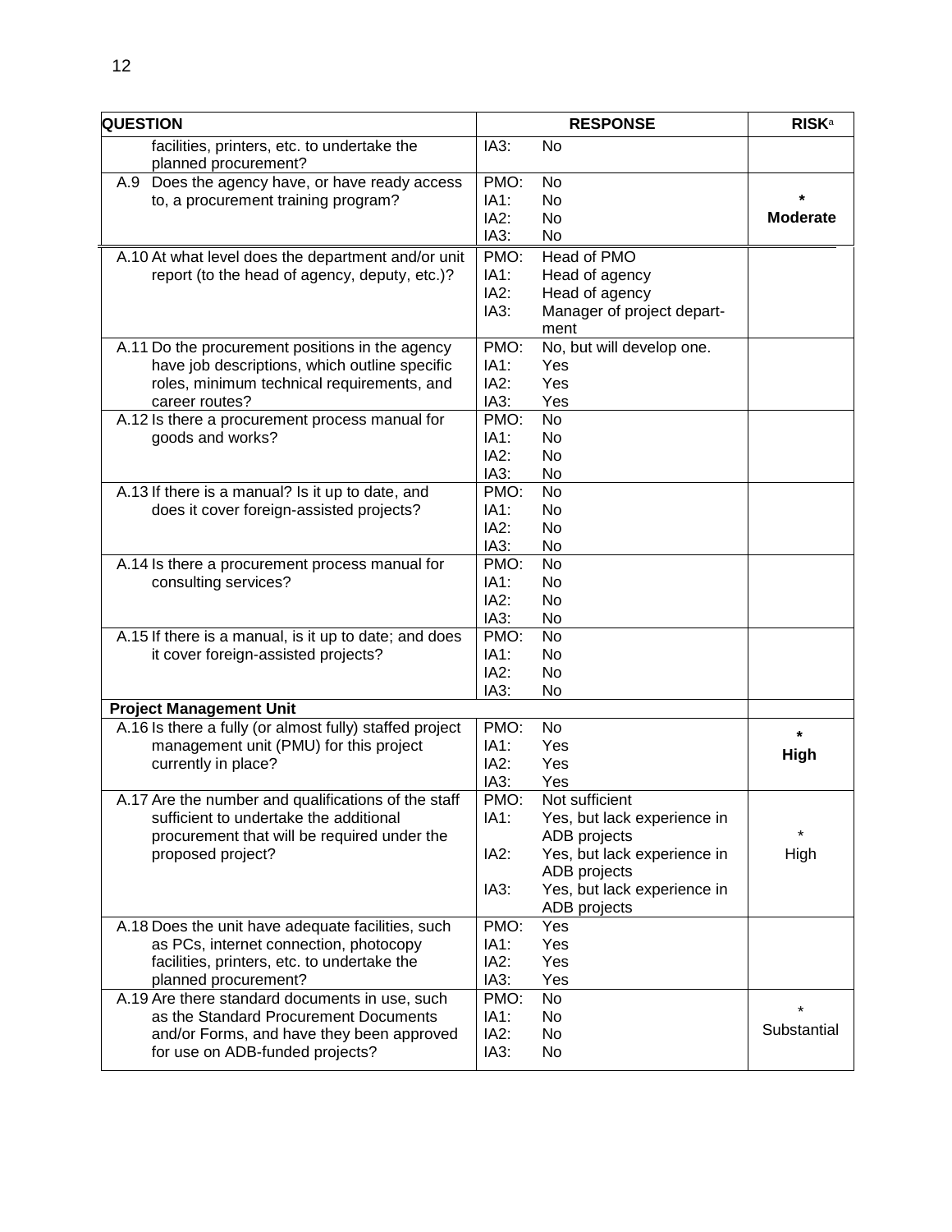| QUESTION | RESPONSE | RISK[a] |
|---|---|---|
| facilities, printers, etc. to undertake the planned procurement? | IA3: No | |
| A.9 Does the agency have, or have ready access to, a procurement training program? | PMO: No<br>IA1: No<br>IA2: No<br>IA3: No | ***<br>Moderate** |
| A.10 At what level does the department and/or unit report (to the head of agency, deputy, etc.)? | PMO: Head of PMO<br>IA1: Head of agency<br>IA2: Head of agency<br>IA3: Manager of project department | |
| A.11 Do the procurement positions in the agency have job descriptions, which outline specific roles, minimum technical requirements, and career routes? | PMO: No, but will develop one.<br>IA1: Yes<br>IA2: Yes<br>IA3: Yes | |
| A.12 Is there a procurement process manual for goods and works? | PMO: No<br>IA1: No<br>IA2: No<br>IA3: No | |
| A.13 If there is a manual? Is it up to date, and does it cover foreign-assisted projects? | PMO: No<br>IA1: No<br>IA2: No<br>IA3: No | |
| A.14 Is there a procurement process manual for consulting services? | PMO: No<br>IA1: No<br>IA2: No<br>IA3: No | |
| A.15 If there is a manual, is it up to date; and does it cover foreign-assisted projects? | PMO: No<br>IA1: No<br>IA2: No<br>IA3: No | |
| **Project Management Unit** | | |
| A.16 Is there a fully (or almost fully) staffed project management unit (PMU) for this project currently in place? | PMO: No<br>IA1: Yes<br>IA2: Yes<br>IA3: Yes | ***<br>High** |
| A.17 Are the number and qualifications of the staff sufficient to undertake the additional procurement that will be required under the proposed project? | PMO: Not sufficient<br>IA1: Yes, but lack experience in ADB projects<br>IA2: Yes, but lack experience in ADB projects<br>IA3: Yes, but lack experience in ADB projects | *<br>High |
| A.18 Does the unit have adequate facilities, such as PCs, internet connection, photocopy facilities, printers, etc. to undertake the planned procurement? | PMO: Yes<br>IA1: Yes<br>IA2: Yes<br>IA3: Yes | |
| A.19 Are there standard documents in use, such as the Standard Procurement Documents and/or Forms, and have they been approved for use on ADB-funded projects? | PMO: No<br>IA1: No<br>IA2: No<br>IA3: No | *<br>Substantial |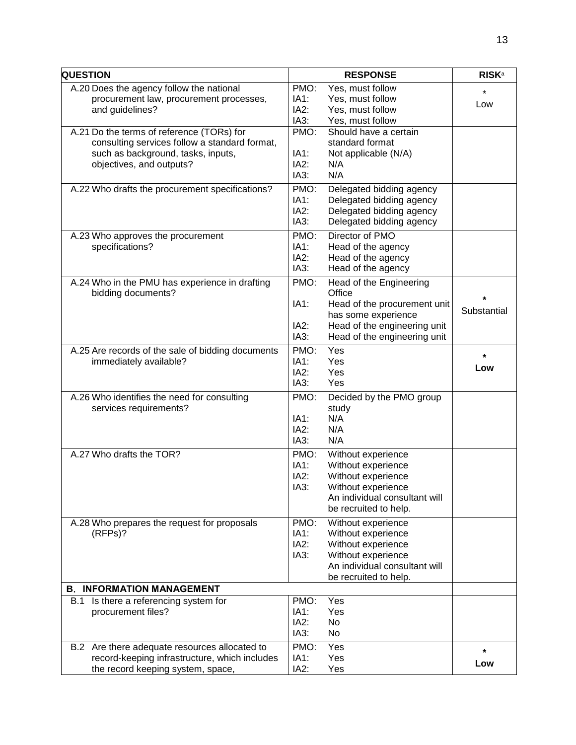| QUESTION | RESPONSE | RISK[a] |
|---|---|---|
| A.20 Does the agency follow the national procurement law, procurement processes, and guidelines? | PMO: Yes, must follow<br>IA1: Yes, must follow<br>IA2: Yes, must follow<br>IA3: Yes, must follow | *<br>Low |
| A.21 Do the terms of reference (TORs) for consulting services follow a standard format, such as background, tasks, inputs, objectives, and outputs? | PMO: Should have a certain standard format<br>IA1: Not applicable (N/A)<br>IA2: N/A<br>IA3: N/A | |
| A.22 Who drafts the procurement specifications? | PMO: Delegated bidding agency<br>IA1: Delegated bidding agency<br>IA2: Delegated bidding agency<br>IA3: Delegated bidding agency | |
| A.23 Who approves the procurement specifications? | PMO: Director of PMO<br>IA1: Head of the agency<br>IA2: Head of the agency<br>IA3: Head of the agency | |
| A.24 Who in the PMU has experience in drafting bidding documents? | PMO: Head of the Engineering Office<br>IA1: Head of the procurement unit has some experience<br>IA2: Head of the engineering unit<br>IA3: Head of the engineering unit | *<br>Substantial |
| A.25 Are records of the sale of bidding documents immediately available? | PMO: Yes<br>IA1: Yes<br>IA2: Yes<br>IA3: Yes | *<br>**Low** |
| A.26 Who identifies the need for consulting services requirements? | PMO: Decided by the PMO group study<br>IA1: N/A<br>IA2: N/A<br>IA3: N/A | |
| A.27 Who drafts the TOR? | PMO: Without experience<br>IA1: Without experience<br>IA2: Without experience<br>IA3: Without experience<br>An individual consultant will be recruited to help. | |
| A.28 Who prepares the request for proposals (RFPs)? | PMO: Without experience<br>IA1: Without experience<br>IA2: Without experience<br>IA3: Without experience<br>An individual consultant will be recruited to help. | |
| **B. INFORMATION MANAGEMENT** | | |
| B.1 Is there a referencing system for procurement files? | PMO: Yes<br>IA1: Yes<br>IA2: No<br>IA3: No | |
| B.2 Are there adequate resources allocated to record-keeping infrastructure, which includes the record keeping system, space, | PMO: Yes<br>IA1: Yes<br>IA2: Yes | *<br>**Low** |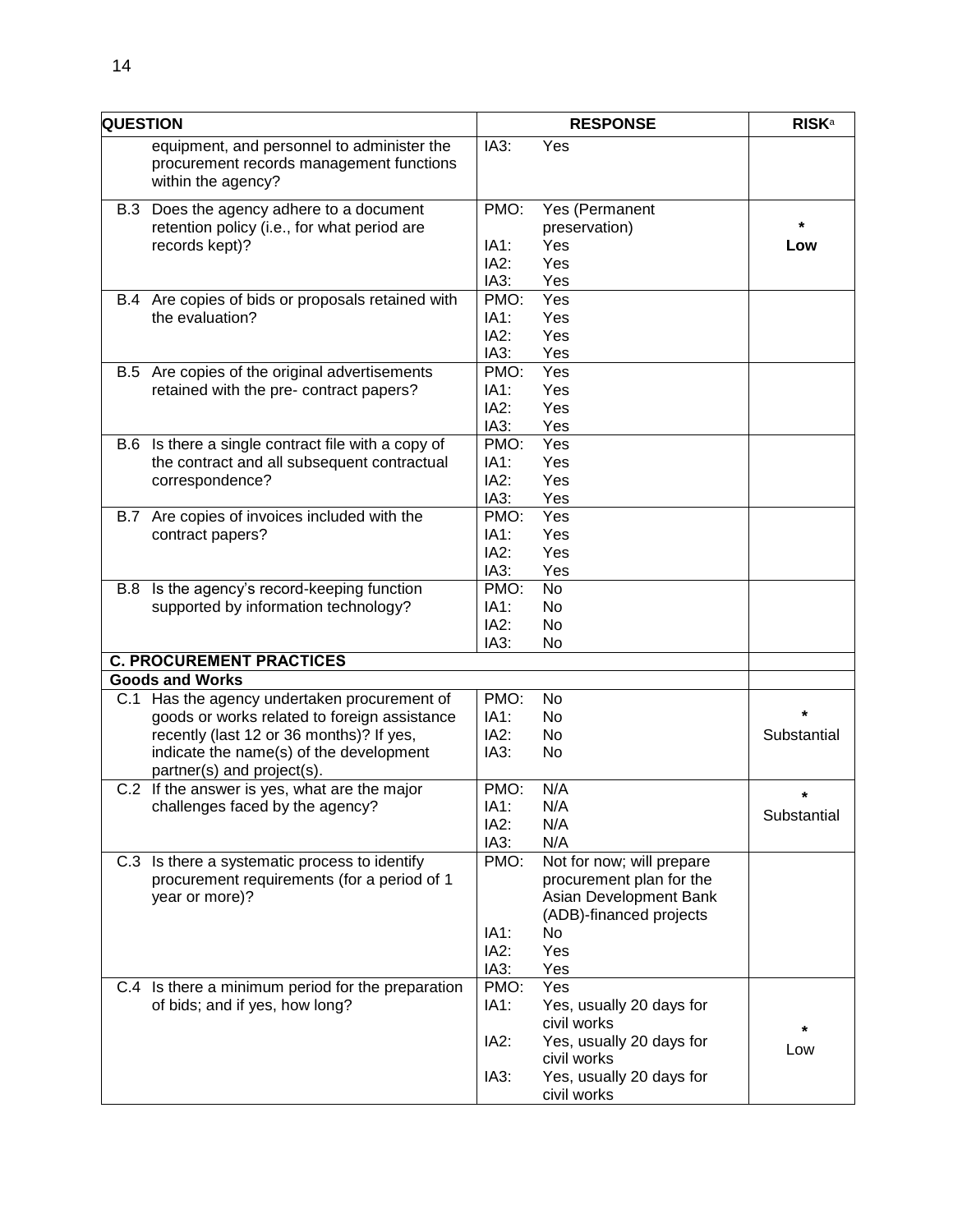| QUESTION | RESPONSE | RISK[a] |
|---|---|---|
| equipment, and personnel to administer the procurement records management functions within the agency? | IA3: Yes | |
| B.3 Does the agency adhere to a document retention policy (i.e., for what period are records kept)? | PMO: Yes (Permanent preservation)<br>IA1: Yes<br>IA2: Yes<br>IA3: Yes | *<br>**Low** |
| B.4 Are copies of bids or proposals retained with the evaluation? | PMO: Yes<br>IA1: Yes<br>IA2: Yes<br>IA3: Yes | |
| B.5 Are copies of the original advertisements retained with the pre- contract papers? | PMO: Yes<br>IA1: Yes<br>IA2: Yes<br>IA3: Yes | |
| B.6 Is there a single contract file with a copy of the contract and all subsequent contractual correspondence? | PMO: Yes<br>IA1: Yes<br>IA2: Yes<br>IA3: Yes | |
| B.7 Are copies of invoices included with the contract papers? | PMO: Yes<br>IA1: Yes<br>IA2: Yes<br>IA3: Yes | |
| B.8 Is the agency's record-keeping function supported by information technology? | PMO: No<br>IA1: No<br>IA2: No<br>IA3: No | |
| **C. PROCUREMENT PRACTICES** | | |
| **Goods and Works** | | |
| C.1 Has the agency undertaken procurement of goods or works related to foreign assistance recently (last 12 or 36 months)? If yes, indicate the name(s) of the development partner(s) and project(s). | PMO: No<br>IA1: No<br>IA2: No<br>IA3: No | *<br>Substantial |
| C.2 If the answer is yes, what are the major challenges faced by the agency? | PMO: N/A<br>IA1: N/A<br>IA2: N/A<br>IA3: N/A | *<br>Substantial |
| C.3 Is there a systematic process to identify procurement requirements (for a period of 1 year or more)? | PMO: Not for now; will prepare procurement plan for the Asian Development Bank (ADB)-financed projects<br>IA1: No<br>IA2: Yes<br>IA3: Yes | |
| C.4 Is there a minimum period for the preparation of bids; and if yes, how long? | PMO: Yes<br>IA1: Yes, usually 20 days for civil works<br>IA2: Yes, usually 20 days for civil works<br>IA3: Yes, usually 20 days for civil works | *<br>Low |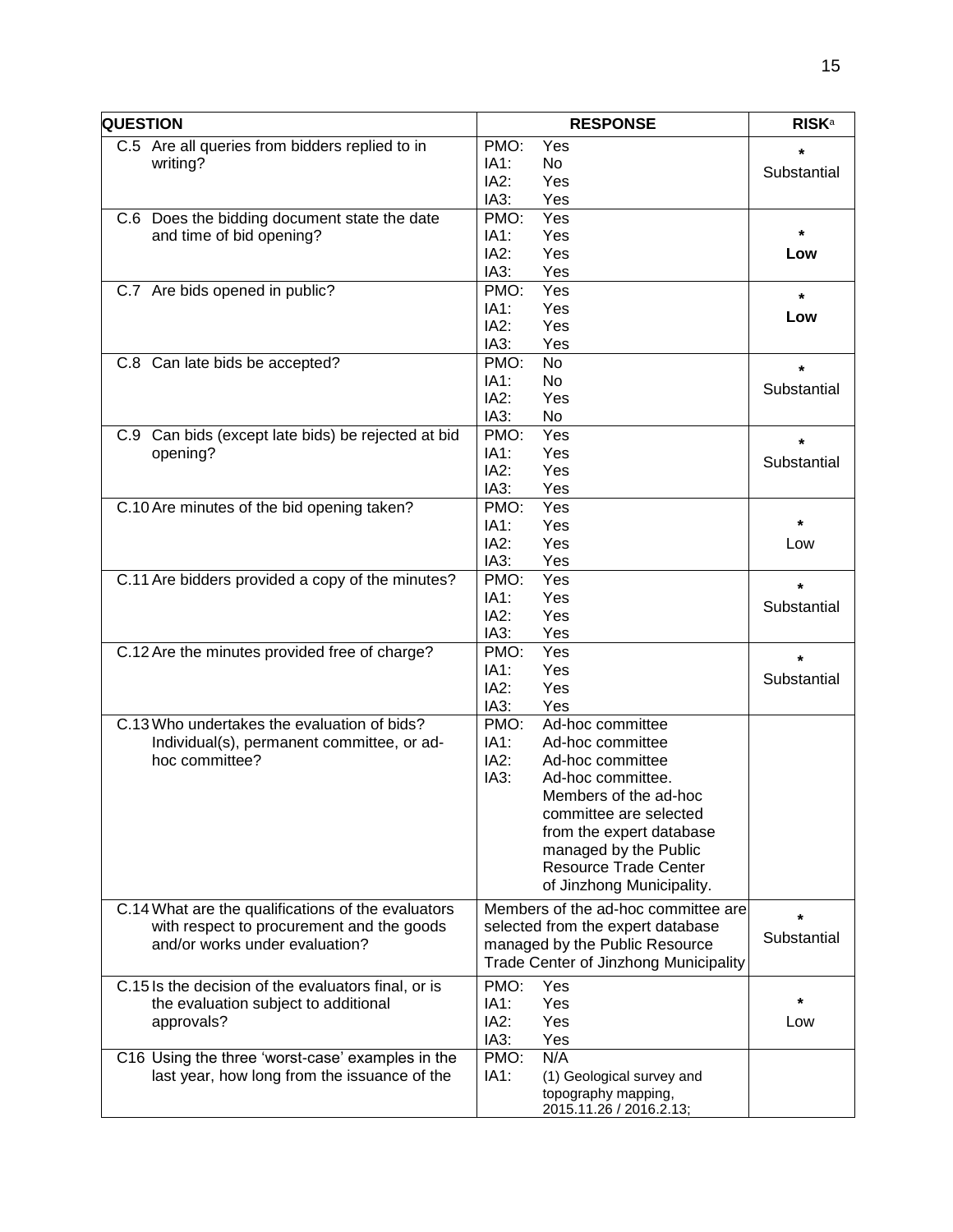| QUESTION | RESPONSE | RISK[a] |
| --- | --- | --- |
| C.5 Are all queries from bidders replied to in writing? | PMO: Yes<br>IA1: No<br>IA2: Yes<br>IA3: Yes | *<br>Substantial |
| C.6 Does the bidding document state the date and time of bid opening? | PMO: Yes<br>IA1: Yes<br>IA2: Yes<br>IA3: Yes | *<br>**Low** |
| C.7 Are bids opened in public? | PMO: Yes<br>IA1: Yes<br>IA2: Yes<br>IA3: Yes | *<br>**Low** |
| C.8 Can late bids be accepted? | PMO: No<br>IA1: No<br>IA2: Yes<br>IA3: No | *<br>Substantial |
| C.9 Can bids (except late bids) be rejected at bid opening? | PMO: Yes<br>IA1: Yes<br>IA2: Yes<br>IA3: Yes | *<br>Substantial |
| C.10 Are minutes of the bid opening taken? | PMO: Yes<br>IA1: Yes<br>IA2: Yes<br>IA3: Yes | *<br>Low |
| C.11 Are bidders provided a copy of the minutes? | PMO: Yes<br>IA1: Yes<br>IA2: Yes<br>IA3: Yes | *<br>Substantial |
| C.12 Are the minutes provided free of charge? | PMO: Yes<br>IA1: Yes<br>IA2: Yes<br>IA3: Yes | *<br>Substantial |
| C.13 Who undertakes the evaluation of bids? Individual(s), permanent committee, or ad-hoc committee? | PMO: Ad-hoc committee<br>IA1: Ad-hoc committee<br>IA2: Ad-hoc committee<br>IA3: Ad-hoc committee. Members of the ad-hoc committee are selected from the expert database managed by the Public Resource Trade Center of Jinzhong Municipality. | |
| C.14 What are the qualifications of the evaluators with respect to procurement and the goods and/or works under evaluation? | Members of the ad-hoc committee are selected from the expert database managed by the Public Resource Trade Center of Jinzhong Municipality | *<br>Substantial |
| C.15 Is the decision of the evaluators final, or is the evaluation subject to additional approvals? | PMO: Yes<br>IA1: Yes<br>IA2: Yes<br>IA3: Yes | *<br>Low |
| C16 Using the three 'worst-case' examples in the last year, how long from the issuance of the | PMO: N/A<br>IA1: (1) Geological survey and topography mapping, 2015.11.26 / 2016.2.13; | |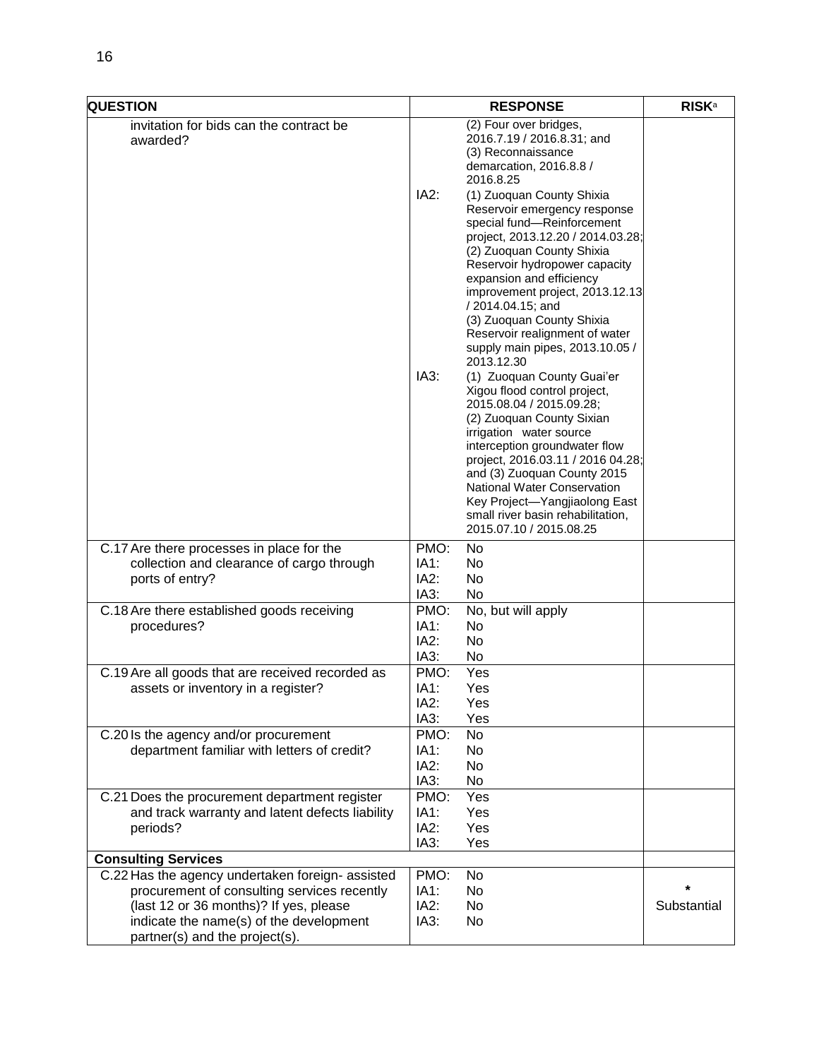| QUESTION | RESPONSE | RISK[a] |
|---|---|---|
| invitation for bids can the contract be awarded? | (2) Four over bridges, 2016.7.19 / 2016.8.31; and (3) Reconnaissance demarcation, 2016.8.8 / 2016.8.25<br>IA2: (1) Zuoquan County Shixia Reservoir emergency response special fund—Reinforcement project, 2013.12.20 / 2014.03.28; (2) Zuoquan County Shixia Reservoir hydropower capacity expansion and efficiency improvement project, 2013.12.13 / 2014.04.15; and (3) Zuoquan County Shixia Reservoir realignment of water supply main pipes, 2013.10.05 / 2013.12.30<br>IA3: (1) Zuoquan County Guai'er Xigou flood control project, 2015.08.04 / 2015.09.28; (2) Zuoquan County Sixian irrigation water source interception groundwater flow project, 2016.03.11 / 2016 04.28; and (3) Zuoquan County 2015 National Water Conservation Key Project—Yangjiaolong East small river basin rehabilitation, 2015.07.10 / 2015.08.25 | |
| C.17 Are there processes in place for the collection and clearance of cargo through ports of entry? | PMO: No<br>IA1: No<br>IA2: No<br>IA3: No | |
| C.18 Are there established goods receiving procedures? | PMO: No, but will apply<br>IA1: No<br>IA2: No<br>IA3: No | |
| C.19 Are all goods that are received recorded as assets or inventory in a register? | PMO: Yes<br>IA1: Yes<br>IA2: Yes<br>IA3: Yes | |
| C.20 Is the agency and/or procurement department familiar with letters of credit? | PMO: No<br>IA1: No<br>IA2: No<br>IA3: No | |
| C.21 Does the procurement department register and track warranty and latent defects liability periods? | PMO: Yes<br>IA1: Yes<br>IA2: Yes<br>IA3: Yes | |
| **Consulting Services** | | |
| C.22 Has the agency undertaken foreign- assisted procurement of consulting services recently (last 12 or 36 months)? If yes, please indicate the name(s) of the development partner(s) and the project(s). | PMO: No<br>IA1: No<br>IA2: No<br>IA3: No | *<br>Substantial |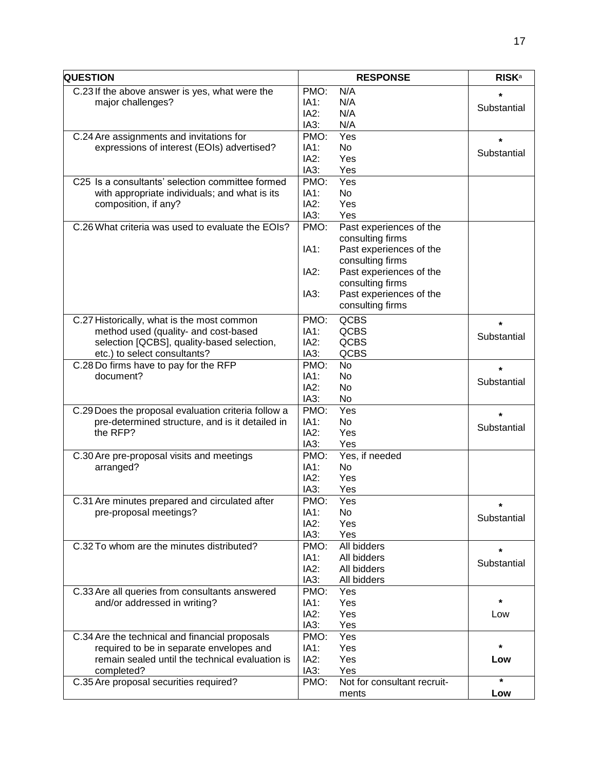| QUESTION | RESPONSE | RISK[a] |
|---|---|---|
| C.23 If the above answer is yes, what were the major challenges? | PMO: N/A<br>IA1: N/A<br>IA2: N/A<br>IA3: N/A | *<br>Substantial |
| C.24 Are assignments and invitations for expressions of interest (EOIs) advertised? | PMO: Yes<br>IA1: No<br>IA2: Yes<br>IA3: Yes | *<br>Substantial |
| C25 Is a consultants' selection committee formed with appropriate individuals; and what is its composition, if any? | PMO: Yes<br>IA1: No<br>IA2: Yes<br>IA3: Yes | |
| C.26 What criteria was used to evaluate the EOIs? | PMO: Past experiences of the consulting firms<br>IA1: Past experiences of the consulting firms<br>IA2: Past experiences of the consulting firms<br>IA3: Past experiences of the consulting firms | |
| C.27 Historically, what is the most common method used (quality- and cost-based selection [QCBS], quality-based selection, etc.) to select consultants? | PMO: QCBS<br>IA1: QCBS<br>IA2: QCBS<br>IA3: QCBS | *<br>Substantial |
| C.28 Do firms have to pay for the RFP document? | PMO: No<br>IA1: No<br>IA2: No<br>IA3: No | *<br>Substantial |
| C.29 Does the proposal evaluation criteria follow a pre-determined structure, and is it detailed in the RFP? | PMO: Yes<br>IA1: No<br>IA2: Yes<br>IA3: Yes | *<br>Substantial |
| C.30 Are pre-proposal visits and meetings arranged? | PMO: Yes, if needed<br>IA1: No<br>IA2: Yes<br>IA3: Yes | |
| C.31 Are minutes prepared and circulated after pre-proposal meetings? | PMO: Yes<br>IA1: No<br>IA2: Yes<br>IA3: Yes | *<br>Substantial |
| C.32 To whom are the minutes distributed? | PMO: All bidders<br>IA1: All bidders<br>IA2: All bidders<br>IA3: All bidders | *<br>Substantial |
| C.33 Are all queries from consultants answered and/or addressed in writing? | PMO: Yes<br>IA1: Yes<br>IA2: Yes<br>IA3: Yes | *<br>Low |
| C.34 Are the technical and financial proposals required to be in separate envelopes and remain sealed until the technical evaluation is completed? | PMO: Yes<br>IA1: Yes<br>IA2: Yes<br>IA3: Yes | *<br>**Low** |
| C.35 Are proposal securities required? | PMO: Not for consultant recruit-ments | *<br>**Low** |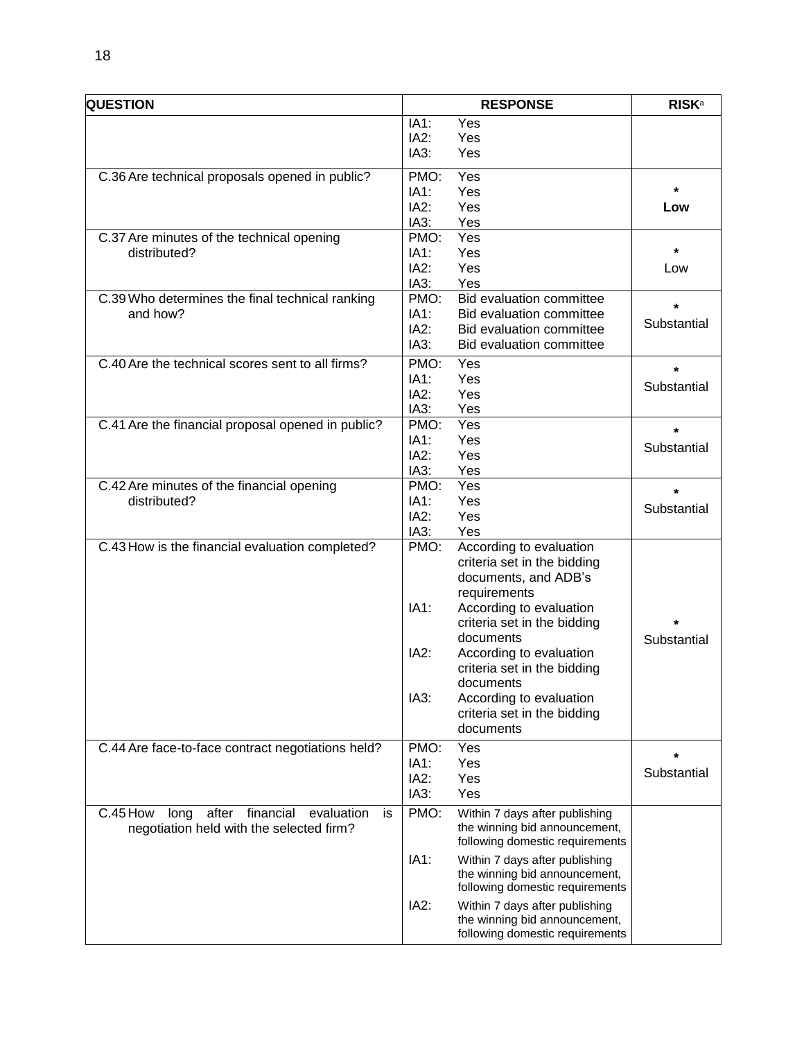| QUESTION | RESPONSE | RISK[a] |
|---|---|---|
| | IA1: Yes<br>IA2: Yes<br>IA3: Yes | |
| C.36 Are technical proposals opened in public? | PMO: Yes<br>IA1: Yes<br>IA2: Yes<br>IA3: Yes | *<br>**Low** |
| C.37 Are minutes of the technical opening distributed? | PMO: Yes<br>IA1: Yes<br>IA2: Yes<br>IA3: Yes | *<br>Low |
| C.39 Who determines the final technical ranking and how? | PMO: Bid evaluation committee<br>IA1: Bid evaluation committee<br>IA2: Bid evaluation committee<br>IA3: Bid evaluation committee | *<br>Substantial |
| C.40 Are the technical scores sent to all firms? | PMO: Yes<br>IA1: Yes<br>IA2: Yes<br>IA3: Yes | *<br>Substantial |
| C.41 Are the financial proposal opened in public? | PMO: Yes<br>IA1: Yes<br>IA2: Yes<br>IA3: Yes | *<br>Substantial |
| C.42 Are minutes of the financial opening distributed? | PMO: Yes<br>IA1: Yes<br>IA2: Yes<br>IA3: Yes | *<br>Substantial |
| C.43 How is the financial evaluation completed? | PMO: According to evaluation criteria set in the bidding documents, and ADB's requirements<br>IA1: According to evaluation criteria set in the bidding documents<br>IA2: According to evaluation criteria set in the bidding documents<br>IA3: According to evaluation criteria set in the bidding documents | *<br>Substantial |
| C.44 Are face-to-face contract negotiations held? | PMO: Yes<br>IA1: Yes<br>IA2: Yes<br>IA3: Yes | *<br>Substantial |
| C.45 How long after financial evaluation is negotiation held with the selected firm? | PMO: Within 7 days after publishing the winning bid announcement, following domestic requirements<br>IA1: Within 7 days after publishing the winning bid announcement, following domestic requirements<br>IA2: Within 7 days after publishing the winning bid announcement, following domestic requirements | |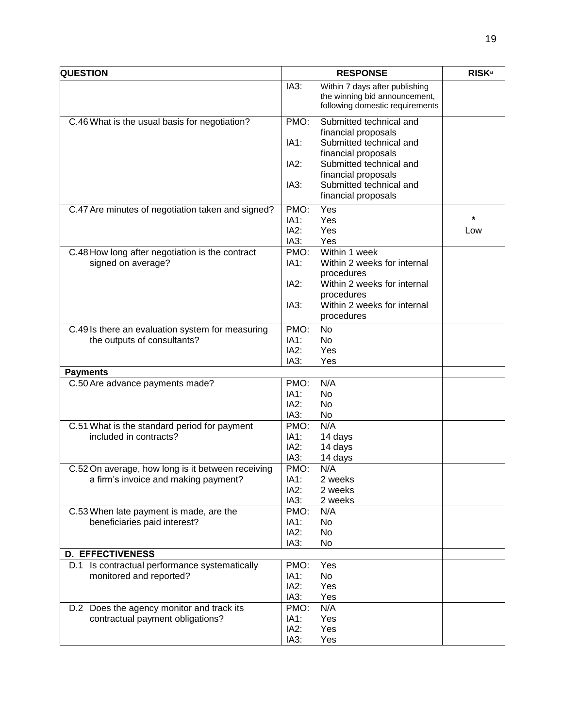| QUESTION | RESPONSE | RISK[a] |
|---|---|---|
| | IA3: Within 7 days after publishing the winning bid announcement, following domestic requirements | |
| C.46 What is the usual basis for negotiation? | PMO: Submitted technical and financial proposals<br>IA1: Submitted technical and financial proposals<br>IA2: Submitted technical and financial proposals<br>IA3: Submitted technical and financial proposals | |
| C.47 Are minutes of negotiation taken and signed? | PMO: Yes<br>IA1: Yes<br>IA2: Yes<br>IA3: Yes | *<br>Low |
| C.48 How long after negotiation is the contract signed on average? | PMO: Within 1 week<br>IA1: Within 2 weeks for internal procedures<br>IA2: Within 2 weeks for internal procedures<br>IA3: Within 2 weeks for internal procedures | |
| C.49 Is there an evaluation system for measuring the outputs of consultants? | PMO: No<br>IA1: No<br>IA2: Yes<br>IA3: Yes | |
| **Payments** | | |
| C.50 Are advance payments made? | PMO: N/A<br>IA1: No<br>IA2: No<br>IA3: No | |
| C.51 What is the standard period for payment included in contracts? | PMO: N/A<br>IA1: 14 days<br>IA2: 14 days<br>IA3: 14 days | |
| C.52 On average, how long is it between receiving a firm's invoice and making payment? | PMO: N/A<br>IA1: 2 weeks<br>IA2: 2 weeks<br>IA3: 2 weeks | |
| C.53 When late payment is made, are the beneficiaries paid interest? | PMO: N/A<br>IA1: No<br>IA2: No<br>IA3: No | |
| **D. EFFECTIVENESS** | | |
| D.1 Is contractual performance systematically monitored and reported? | PMO: Yes<br>IA1: No<br>IA2: Yes<br>IA3: Yes | |
| D.2 Does the agency monitor and track its contractual payment obligations? | PMO: N/A<br>IA1: Yes<br>IA2: Yes<br>IA3: Yes | |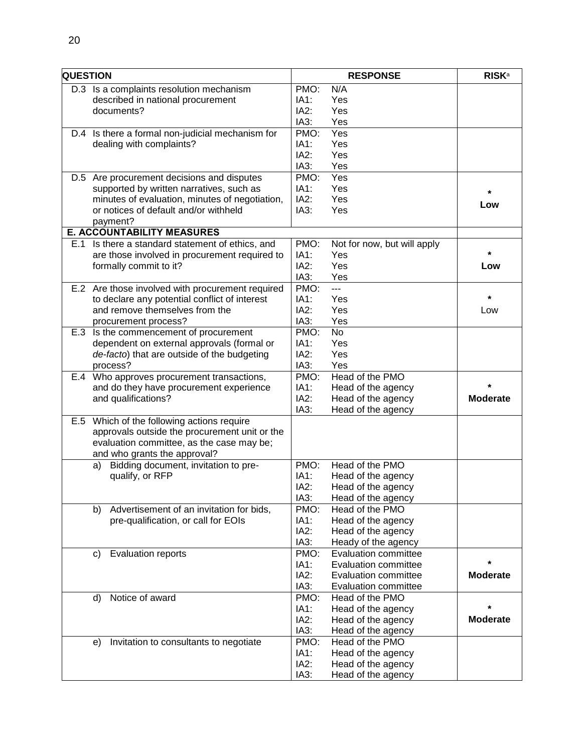| QUESTION | RESPONSE | RISK[a] |
|---|---|---|
| D.3 Is a complaints resolution mechanism described in national procurement documents? | PMO: N/A<br>IA1: Yes<br>IA2: Yes<br>IA3: Yes | |
| D.4 Is there a formal non-judicial mechanism for dealing with complaints? | PMO: Yes<br>IA1: Yes<br>IA2: Yes<br>IA3: Yes | |
| D.5 Are procurement decisions and disputes supported by written narratives, such as minutes of evaluation, minutes of negotiation, or notices of default and/or withheld payment? | PMO: Yes<br>IA1: Yes<br>IA2: Yes<br>IA3: Yes | *<br>**Low** |
| **E. ACCOUNTABILITY MEASURES** | | |
| E.1 Is there a standard statement of ethics, and are those involved in procurement required to formally commit to it? | PMO: Not for now, but will apply<br>IA1: Yes<br>IA2: Yes<br>IA3: Yes | *<br>**Low** |
| E.2 Are those involved with procurement required to declare any potential conflict of interest and remove themselves from the procurement process? | PMO: ---<br>IA1: Yes<br>IA2: Yes<br>IA3: Yes | *<br>Low |
| E.3 Is the commencement of procurement dependent on external approvals (formal or *de-facto*) that are outside of the budgeting process? | PMO: No<br>IA1: Yes<br>IA2: Yes<br>IA3: Yes | |
| E.4 Who approves procurement transactions, and do they have procurement experience and qualifications? | PMO: Head of the PMO<br>IA1: Head of the agency<br>IA2: Head of the agency<br>IA3: Head of the agency | *<br>**Moderate** |
| E.5 Which of the following actions require approvals outside the procurement unit or the evaluation committee, as the case may be; and who grants the approval? | | |
| a) Bidding document, invitation to pre-qualify, or RFP | PMO: Head of the PMO<br>IA1: Head of the agency<br>IA2: Head of the agency<br>IA3: Head of the agency | |
| b) Advertisement of an invitation for bids, pre-qualification, or call for EOIs | PMO: Head of the PMO<br>IA1: Head of the agency<br>IA2: Head of the agency<br>IA3: Heady of the agency | |
| c) Evaluation reports | PMO: Evaluation committee<br>IA1: Evaluation committee<br>IA2: Evaluation committee<br>IA3: Evaluation committee | *<br>**Moderate** |
| d) Notice of award | PMO: Head of the PMO<br>IA1: Head of the agency<br>IA2: Head of the agency<br>IA3: Head of the agency | *<br>**Moderate** |
| e) Invitation to consultants to negotiate | PMO: Head of the PMO<br>IA1: Head of the agency<br>IA2: Head of the agency<br>IA3: Head of the agency | |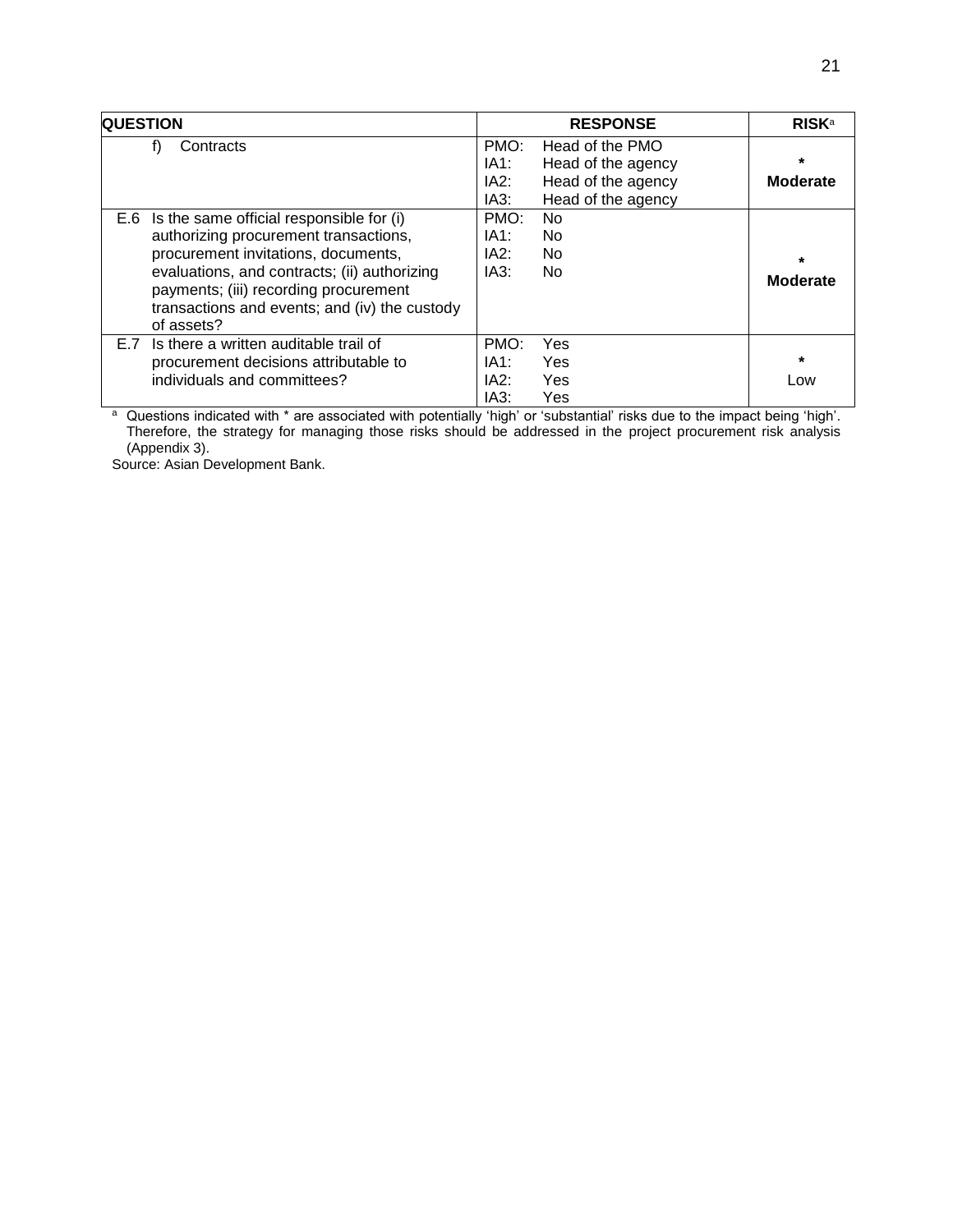| QUESTION | RESPONSE | RISK[a] |
|---|---|---|
| f) Contracts | PMO: Head of the PMO<br>IA1: Head of the agency<br>IA2: Head of the agency<br>IA3: Head of the agency | * **Moderate** |
| E.6 Is the same official responsible for (i) authorizing procurement transactions, procurement invitations, documents, evaluations, and contracts; (ii) authorizing payments; (iii) recording procurement transactions and events; and (iv) the custody of assets? | PMO: No<br>IA1: No<br>IA2: No<br>IA3: No | * **Moderate** |
| E.7 Is there a written auditable trail of procurement decisions attributable to individuals and committees? | PMO: Yes<br>IA1: Yes<br>IA2: Yes<br>IA3: Yes | * Low |

[a] Questions indicated with * are associated with potentially 'high' or 'substantial' risks due to the impact being 'high'. Therefore, the strategy for managing those risks should be addressed in the project procurement risk analysis (Appendix 3).

Source: Asian Development Bank.